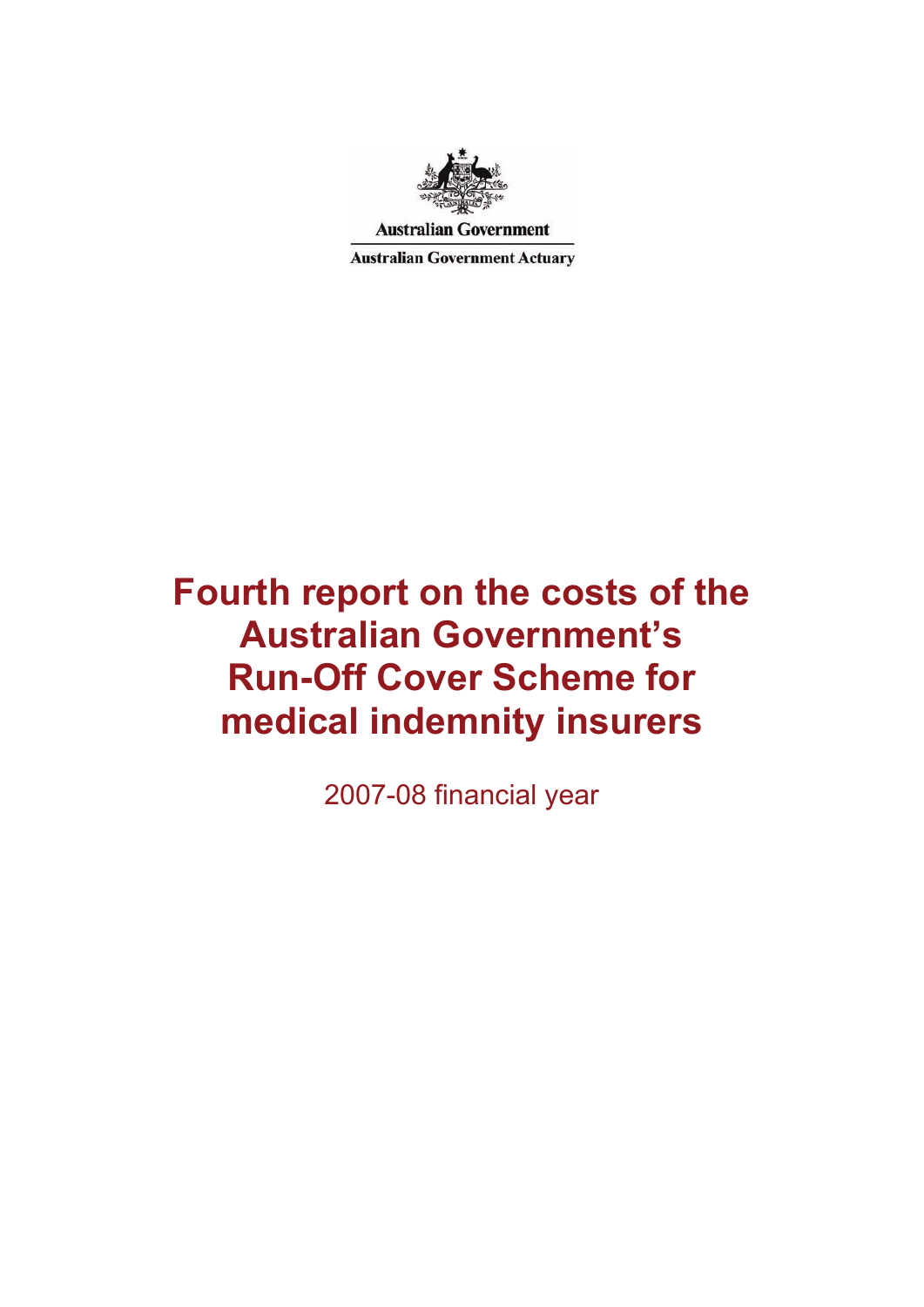Australian Government

Australian Government Actuary

# Fourth report on the costs of the Australian Government's Run-Off Cover Scheme for medical indemnity insurers

2007-08 financial year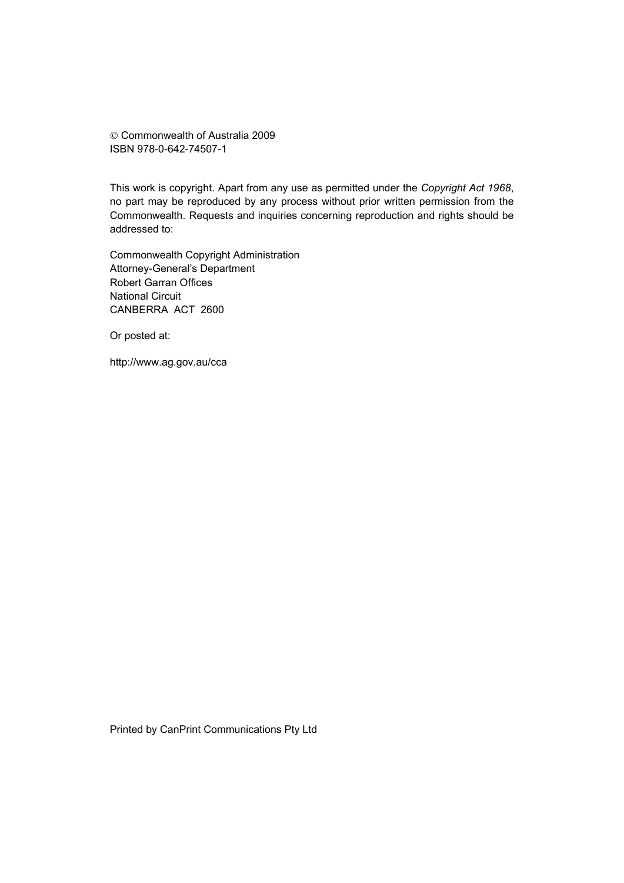© Commonwealth of Australia 2009
ISBN 978-0-642-74507-1

This work is copyright. Apart from any use as permitted under the *Copyright Act 1968*, no part may be reproduced by any process without prior written permission from the Commonwealth. Requests and inquiries concerning reproduction and rights should be addressed to:

Commonwealth Copyright Administration
Attorney-General's Department
Robert Garran Offices
National Circuit
CANBERRA ACT 2600

Or posted at:

http://www.ag.gov.au/cca

Printed by CanPrint Communications Pty Ltd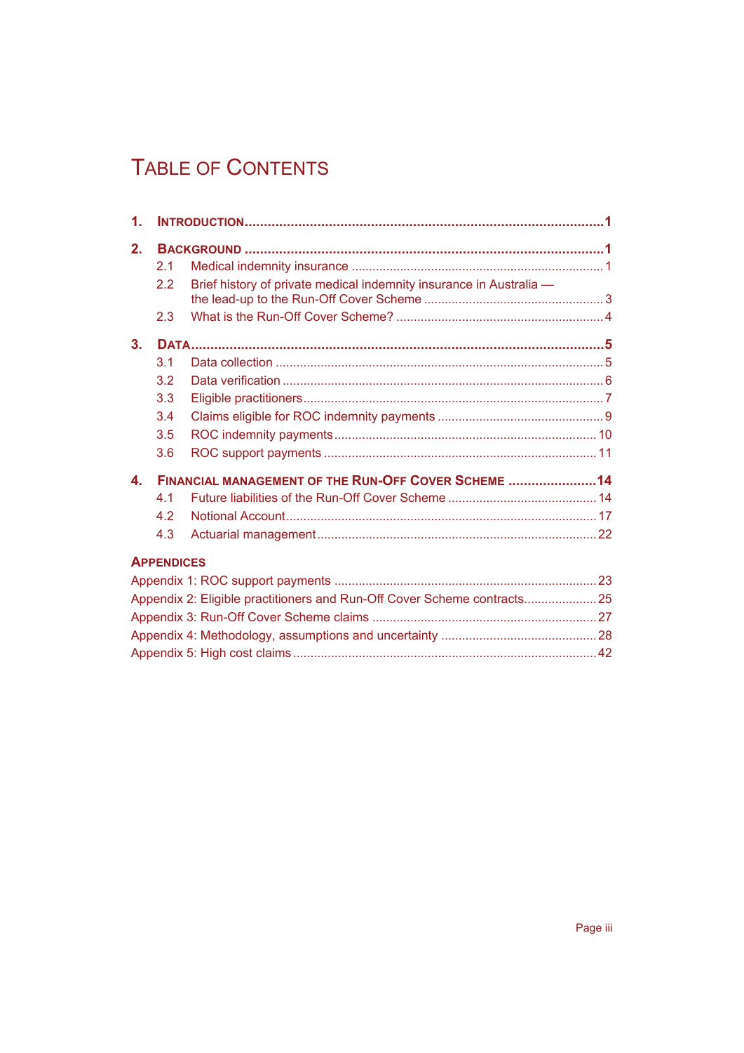# Table of Contents

**1. Introduction** ..... **1**

**2. Background** ..... **1**

- 2.1 Medical indemnity insurance ..... 1
- 2.2 Brief history of private medical indemnity insurance in Australia — the lead-up to the Run-Off Cover Scheme ..... 3
- 2.3 What is the Run-Off Cover Scheme? ..... 4

**3. Data** ..... **5**

- 3.1 Data collection ..... 5
- 3.2 Data verification ..... 6
- 3.3 Eligible practitioners ..... 7
- 3.4 Claims eligible for ROC indemnity payments ..... 9
- 3.5 ROC indemnity payments ..... 10
- 3.6 ROC support payments ..... 11

**4. Financial management of the Run-Off Cover Scheme** ..... **14**

- 4.1 Future liabilities of the Run-Off Cover Scheme ..... 14
- 4.2 Notional Account ..... 17
- 4.3 Actuarial management ..... 22

**Appendices**

- Appendix 1: ROC support payments ..... 23
- Appendix 2: Eligible practitioners and Run-Off Cover Scheme contracts ..... 25
- Appendix 3: Run-Off Cover Scheme claims ..... 27
- Appendix 4: Methodology, assumptions and uncertainty ..... 28
- Appendix 5: High cost claims ..... 42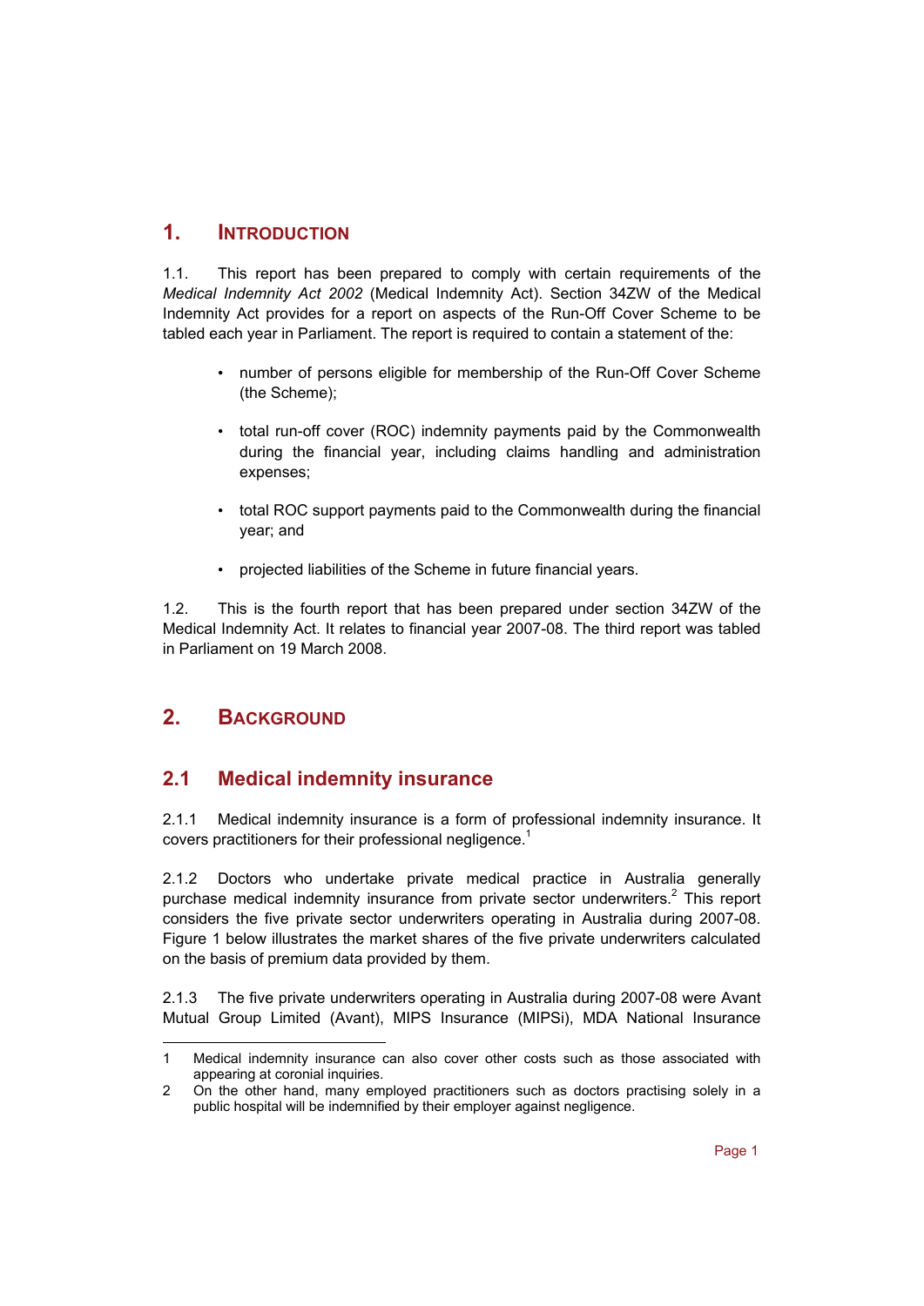# 1. INTRODUCTION

1.1. This report has been prepared to comply with certain requirements of the *Medical Indemnity Act 2002* (Medical Indemnity Act). Section 34ZW of the Medical Indemnity Act provides for a report on aspects of the Run-Off Cover Scheme to be tabled each year in Parliament. The report is required to contain a statement of the:

- number of persons eligible for membership of the Run-Off Cover Scheme (the Scheme);
- total run-off cover (ROC) indemnity payments paid by the Commonwealth during the financial year, including claims handling and administration expenses;
- total ROC support payments paid to the Commonwealth during the financial year; and
- projected liabilities of the Scheme in future financial years.

1.2. This is the fourth report that has been prepared under section 34ZW of the Medical Indemnity Act. It relates to financial year 2007-08. The third report was tabled in Parliament on 19 March 2008.

# 2. BACKGROUND

## 2.1 Medical indemnity insurance

2.1.1 Medical indemnity insurance is a form of professional indemnity insurance. It covers practitioners for their professional negligence.[1]

2.1.2 Doctors who undertake private medical practice in Australia generally purchase medical indemnity insurance from private sector underwriters.[2] This report considers the five private sector underwriters operating in Australia during 2007-08. Figure 1 below illustrates the market shares of the five private underwriters calculated on the basis of premium data provided by them.

2.1.3 The five private underwriters operating in Australia during 2007-08 were Avant Mutual Group Limited (Avant), MIPS Insurance (MIPSi), MDA National Insurance

---

1 Medical indemnity insurance can also cover other costs such as those associated with appearing at coronial inquiries.

2 On the other hand, many employed practitioners such as doctors practising solely in a public hospital will be indemnified by their employer against negligence.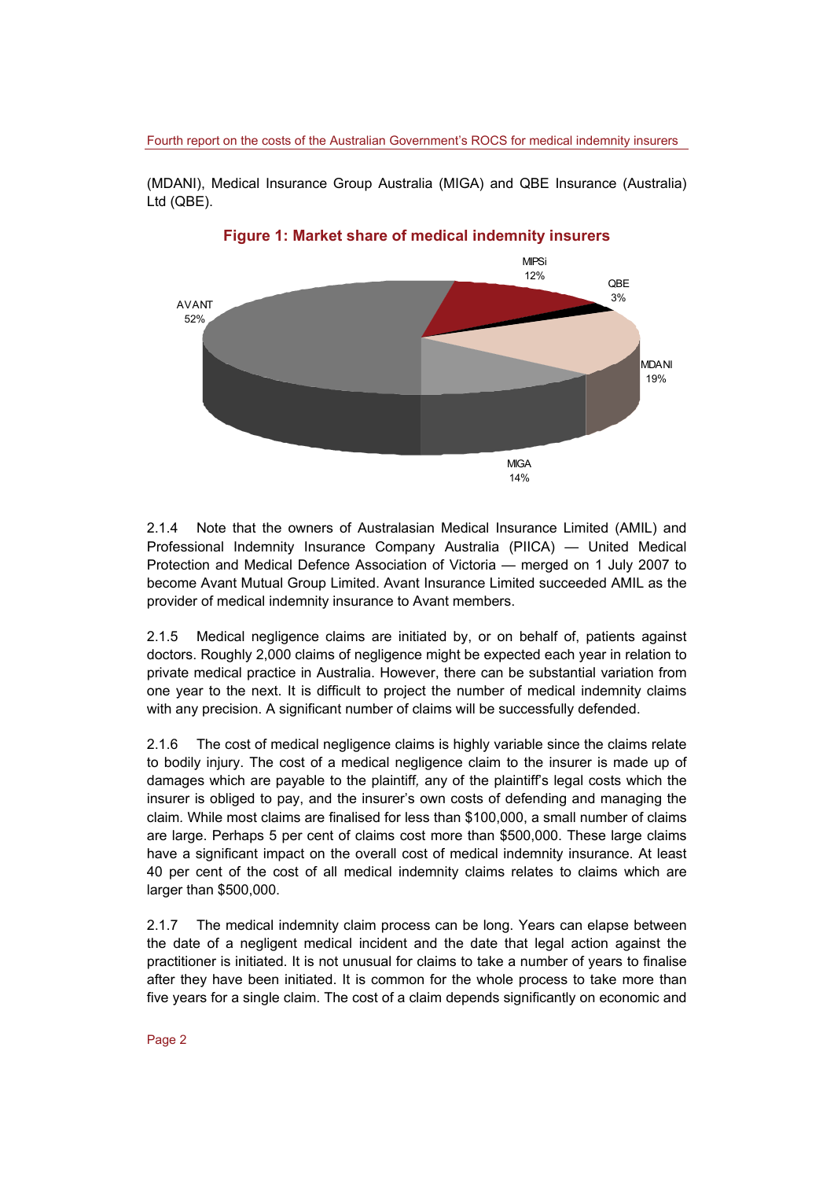(MDANI), Medical Insurance Group Australia (MIGA) and QBE Insurance (Australia) Ltd (QBE).

**Figure 1: Market share of medical indemnity insurers**

| Insurer | Market share |
|---|---|
| AVANT | 52% |
| MIPSi | 12% |
| QBE | 3% |
| MDANI | 19% |
| MIGA | 14% |

2.1.4 Note that the owners of Australasian Medical Insurance Limited (AMIL) and Professional Indemnity Insurance Company Australia (PIICA) — United Medical Protection and Medical Defence Association of Victoria — merged on 1 July 2007 to become Avant Mutual Group Limited. Avant Insurance Limited succeeded AMIL as the provider of medical indemnity insurance to Avant members.

2.1.5 Medical negligence claims are initiated by, or on behalf of, patients against doctors. Roughly 2,000 claims of negligence might be expected each year in relation to private medical practice in Australia. However, there can be substantial variation from one year to the next. It is difficult to project the number of medical indemnity claims with any precision. A significant number of claims will be successfully defended.

2.1.6 The cost of medical negligence claims is highly variable since the claims relate to bodily injury. The cost of a medical negligence claim to the insurer is made up of damages which are payable to the plaintiff, any of the plaintiff's legal costs which the insurer is obliged to pay, and the insurer's own costs of defending and managing the claim. While most claims are finalised for less than $100,000, a small number of claims are large. Perhaps 5 per cent of claims cost more than $500,000. These large claims have a significant impact on the overall cost of medical indemnity insurance. At least 40 per cent of the cost of all medical indemnity claims relates to claims which are larger than $500,000.

2.1.7 The medical indemnity claim process can be long. Years can elapse between the date of a negligent medical incident and the date that legal action against the practitioner is initiated. It is not unusual for claims to take a number of years to finalise after they have been initiated. It is common for the whole process to take more than five years for a single claim. The cost of a claim depends significantly on economic and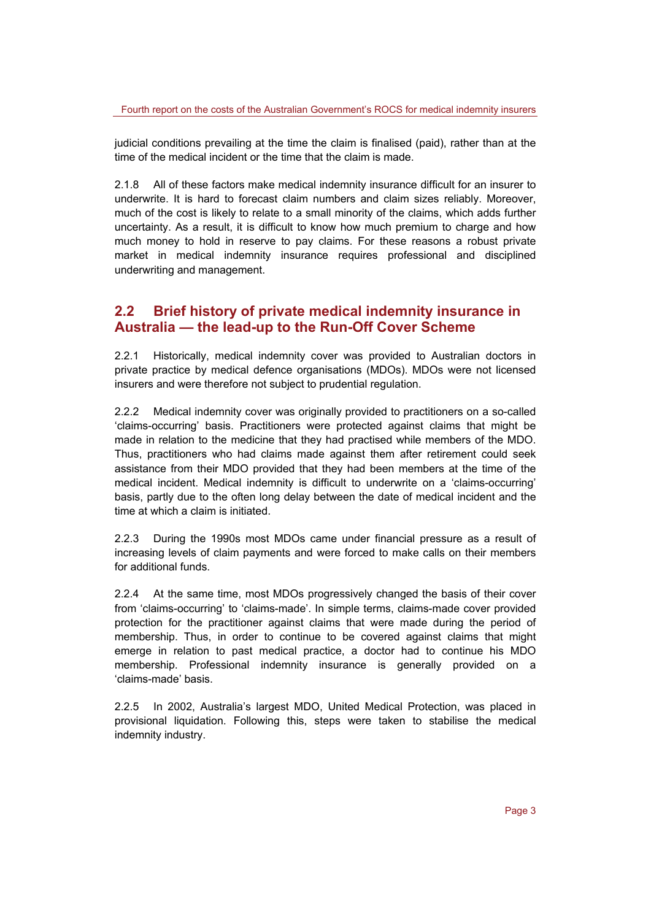judicial conditions prevailing at the time the claim is finalised (paid), rather than at the time of the medical incident or the time that the claim is made.

2.1.8 All of these factors make medical indemnity insurance difficult for an insurer to underwrite. It is hard to forecast claim numbers and claim sizes reliably. Moreover, much of the cost is likely to relate to a small minority of the claims, which adds further uncertainty. As a result, it is difficult to know how much premium to charge and how much money to hold in reserve to pay claims. For these reasons a robust private market in medical indemnity insurance requires professional and disciplined underwriting and management.

## 2.2 Brief history of private medical indemnity insurance in Australia — the lead-up to the Run-Off Cover Scheme

2.2.1 Historically, medical indemnity cover was provided to Australian doctors in private practice by medical defence organisations (MDOs). MDOs were not licensed insurers and were therefore not subject to prudential regulation.

2.2.2 Medical indemnity cover was originally provided to practitioners on a so-called 'claims-occurring' basis. Practitioners were protected against claims that might be made in relation to the medicine that they had practised while members of the MDO. Thus, practitioners who had claims made against them after retirement could seek assistance from their MDO provided that they had been members at the time of the medical incident. Medical indemnity is difficult to underwrite on a 'claims-occurring' basis, partly due to the often long delay between the date of medical incident and the time at which a claim is initiated.

2.2.3 During the 1990s most MDOs came under financial pressure as a result of increasing levels of claim payments and were forced to make calls on their members for additional funds.

2.2.4 At the same time, most MDOs progressively changed the basis of their cover from 'claims-occurring' to 'claims-made'. In simple terms, claims-made cover provided protection for the practitioner against claims that were made during the period of membership. Thus, in order to continue to be covered against claims that might emerge in relation to past medical practice, a doctor had to continue his MDO membership. Professional indemnity insurance is generally provided on a 'claims-made' basis.

2.2.5 In 2002, Australia's largest MDO, United Medical Protection, was placed in provisional liquidation. Following this, steps were taken to stabilise the medical indemnity industry.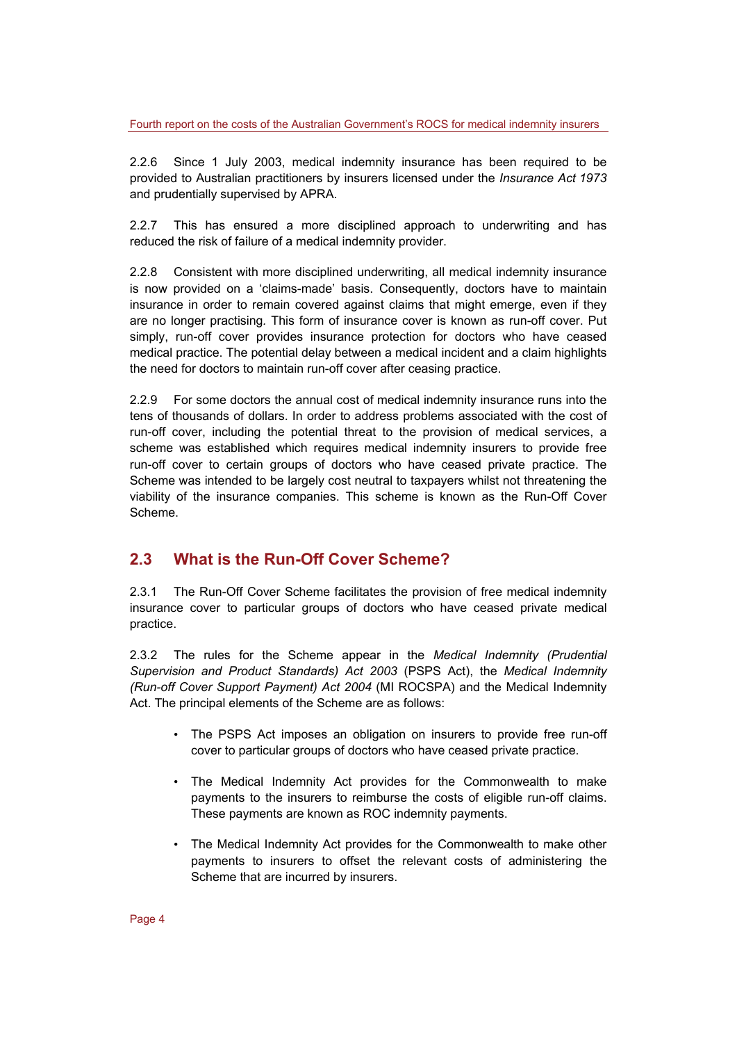2.2.6 Since 1 July 2003, medical indemnity insurance has been required to be provided to Australian practitioners by insurers licensed under the *Insurance Act 1973* and prudentially supervised by APRA.

2.2.7 This has ensured a more disciplined approach to underwriting and has reduced the risk of failure of a medical indemnity provider.

2.2.8 Consistent with more disciplined underwriting, all medical indemnity insurance is now provided on a 'claims-made' basis. Consequently, doctors have to maintain insurance in order to remain covered against claims that might emerge, even if they are no longer practising. This form of insurance cover is known as run-off cover. Put simply, run-off cover provides insurance protection for doctors who have ceased medical practice. The potential delay between a medical incident and a claim highlights the need for doctors to maintain run-off cover after ceasing practice.

2.2.9 For some doctors the annual cost of medical indemnity insurance runs into the tens of thousands of dollars. In order to address problems associated with the cost of run-off cover, including the potential threat to the provision of medical services, a scheme was established which requires medical indemnity insurers to provide free run-off cover to certain groups of doctors who have ceased private practice. The Scheme was intended to be largely cost neutral to taxpayers whilst not threatening the viability of the insurance companies. This scheme is known as the Run-Off Cover Scheme.

## 2.3 What is the Run-Off Cover Scheme?

2.3.1 The Run-Off Cover Scheme facilitates the provision of free medical indemnity insurance cover to particular groups of doctors who have ceased private medical practice.

2.3.2 The rules for the Scheme appear in the *Medical Indemnity (Prudential Supervision and Product Standards) Act 2003* (PSPS Act), the *Medical Indemnity (Run-off Cover Support Payment) Act 2004* (MI ROCSPA) and the Medical Indemnity Act. The principal elements of the Scheme are as follows:

- The PSPS Act imposes an obligation on insurers to provide free run-off cover to particular groups of doctors who have ceased private practice.
- The Medical Indemnity Act provides for the Commonwealth to make payments to the insurers to reimburse the costs of eligible run-off claims. These payments are known as ROC indemnity payments.
- The Medical Indemnity Act provides for the Commonwealth to make other payments to insurers to offset the relevant costs of administering the Scheme that are incurred by insurers.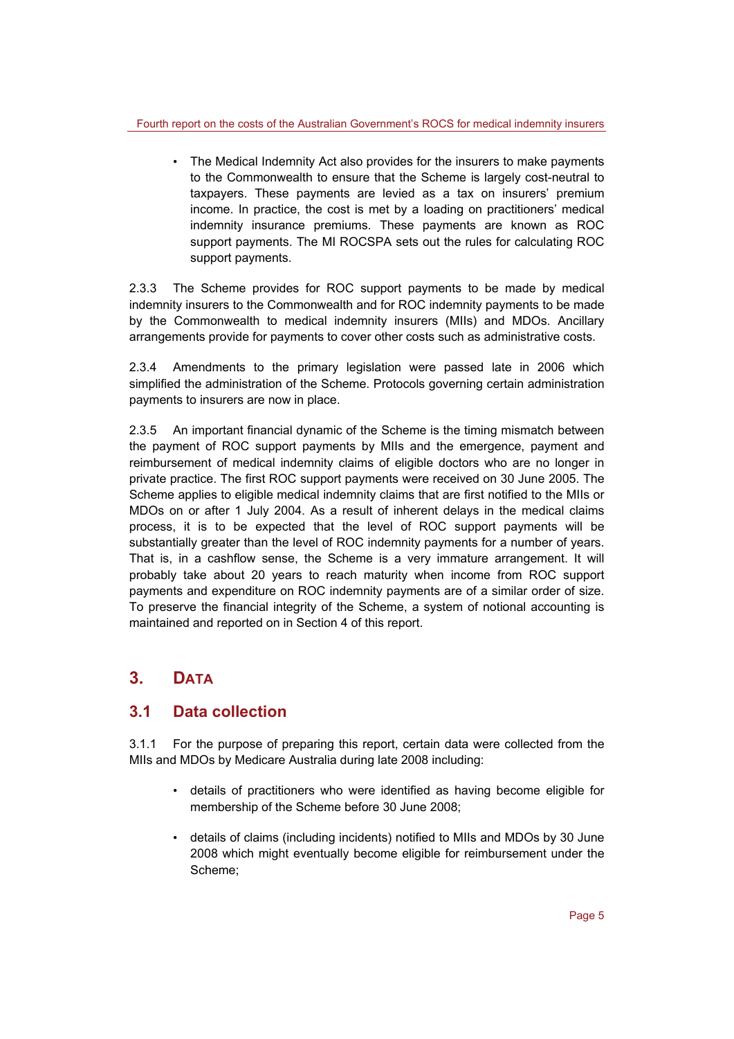- The Medical Indemnity Act also provides for the insurers to make payments to the Commonwealth to ensure that the Scheme is largely cost-neutral to taxpayers. These payments are levied as a tax on insurers' premium income. In practice, the cost is met by a loading on practitioners' medical indemnity insurance premiums. These payments are known as ROC support payments. The MI ROCSPA sets out the rules for calculating ROC support payments.

2.3.3 The Scheme provides for ROC support payments to be made by medical indemnity insurers to the Commonwealth and for ROC indemnity payments to be made by the Commonwealth to medical indemnity insurers (MIIs) and MDOs. Ancillary arrangements provide for payments to cover other costs such as administrative costs.

2.3.4 Amendments to the primary legislation were passed late in 2006 which simplified the administration of the Scheme. Protocols governing certain administration payments to insurers are now in place.

2.3.5 An important financial dynamic of the Scheme is the timing mismatch between the payment of ROC support payments by MIIs and the emergence, payment and reimbursement of medical indemnity claims of eligible doctors who are no longer in private practice. The first ROC support payments were received on 30 June 2005. The Scheme applies to eligible medical indemnity claims that are first notified to the MIIs or MDOs on or after 1 July 2004. As a result of inherent delays in the medical claims process, it is to be expected that the level of ROC support payments will be substantially greater than the level of ROC indemnity payments for a number of years. That is, in a cashflow sense, the Scheme is a very immature arrangement. It will probably take about 20 years to reach maturity when income from ROC support payments and expenditure on ROC indemnity payments are of a similar order of size. To preserve the financial integrity of the Scheme, a system of notional accounting is maintained and reported on in Section 4 of this report.

# 3. Data

## 3.1 Data collection

3.1.1 For the purpose of preparing this report, certain data were collected from the MIIs and MDOs by Medicare Australia during late 2008 including:

- details of practitioners who were identified as having become eligible for membership of the Scheme before 30 June 2008;
- details of claims (including incidents) notified to MIIs and MDOs by 30 June 2008 which might eventually become eligible for reimbursement under the Scheme;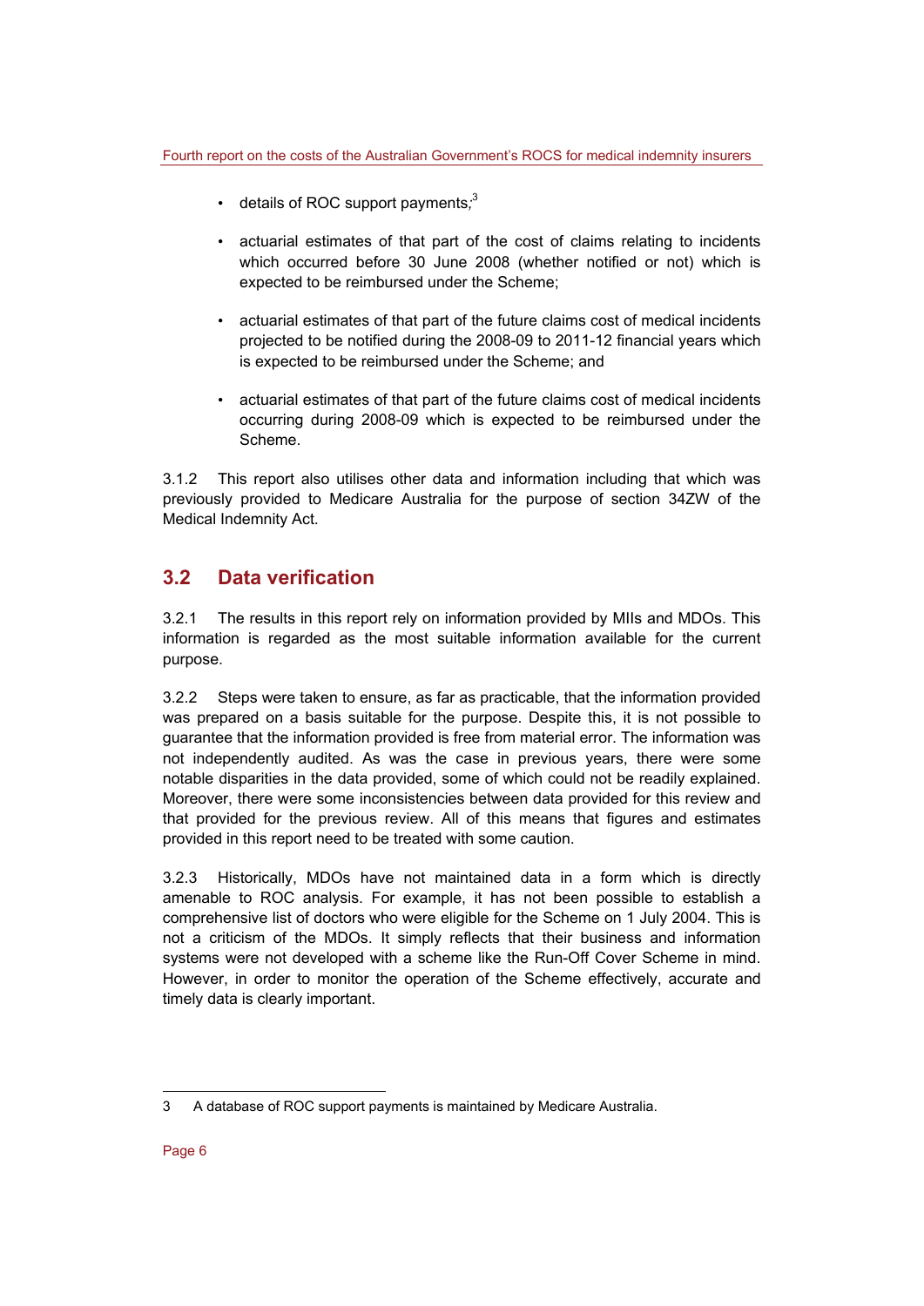- details of ROC support payments;[3]
- actuarial estimates of that part of the cost of claims relating to incidents which occurred before 30 June 2008 (whether notified or not) which is expected to be reimbursed under the Scheme;
- actuarial estimates of that part of the future claims cost of medical incidents projected to be notified during the 2008-09 to 2011-12 financial years which is expected to be reimbursed under the Scheme; and
- actuarial estimates of that part of the future claims cost of medical incidents occurring during 2008-09 which is expected to be reimbursed under the Scheme.

3.1.2 This report also utilises other data and information including that which was previously provided to Medicare Australia for the purpose of section 34ZW of the Medical Indemnity Act.

## 3.2 Data verification

3.2.1 The results in this report rely on information provided by MIIs and MDOs. This information is regarded as the most suitable information available for the current purpose.

3.2.2 Steps were taken to ensure, as far as practicable, that the information provided was prepared on a basis suitable for the purpose. Despite this, it is not possible to guarantee that the information provided is free from material error. The information was not independently audited. As was the case in previous years, there were some notable disparities in the data provided, some of which could not be readily explained. Moreover, there were some inconsistencies between data provided for this review and that provided for the previous review. All of this means that figures and estimates provided in this report need to be treated with some caution.

3.2.3 Historically, MDOs have not maintained data in a form which is directly amenable to ROC analysis. For example, it has not been possible to establish a comprehensive list of doctors who were eligible for the Scheme on 1 July 2004. This is not a criticism of the MDOs. It simply reflects that their business and information systems were not developed with a scheme like the Run-Off Cover Scheme in mind. However, in order to monitor the operation of the Scheme effectively, accurate and timely data is clearly important.

---

3 A database of ROC support payments is maintained by Medicare Australia.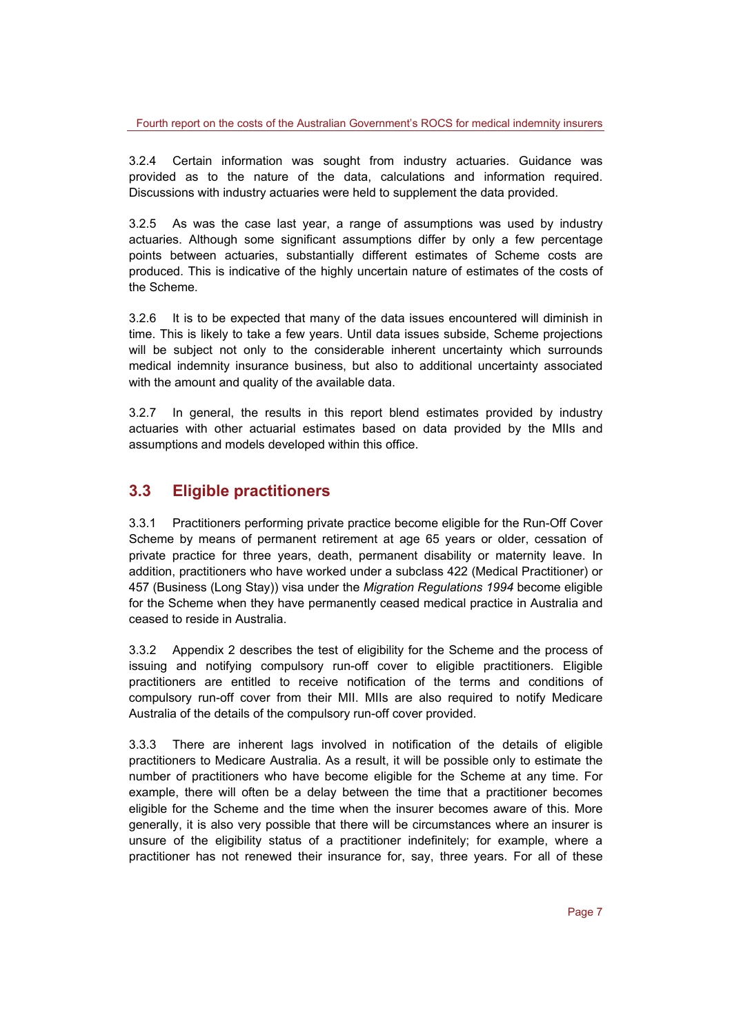3.2.4 Certain information was sought from industry actuaries. Guidance was provided as to the nature of the data, calculations and information required. Discussions with industry actuaries were held to supplement the data provided.

3.2.5 As was the case last year, a range of assumptions was used by industry actuaries. Although some significant assumptions differ by only a few percentage points between actuaries, substantially different estimates of Scheme costs are produced. This is indicative of the highly uncertain nature of estimates of the costs of the Scheme.

3.2.6 It is to be expected that many of the data issues encountered will diminish in time. This is likely to take a few years. Until data issues subside, Scheme projections will be subject not only to the considerable inherent uncertainty which surrounds medical indemnity insurance business, but also to additional uncertainty associated with the amount and quality of the available data.

3.2.7 In general, the results in this report blend estimates provided by industry actuaries with other actuarial estimates based on data provided by the MIIs and assumptions and models developed within this office.

## 3.3 Eligible practitioners

3.3.1 Practitioners performing private practice become eligible for the Run-Off Cover Scheme by means of permanent retirement at age 65 years or older, cessation of private practice for three years, death, permanent disability or maternity leave. In addition, practitioners who have worked under a subclass 422 (Medical Practitioner) or 457 (Business (Long Stay)) visa under the *Migration Regulations 1994* become eligible for the Scheme when they have permanently ceased medical practice in Australia and ceased to reside in Australia.

3.3.2 Appendix 2 describes the test of eligibility for the Scheme and the process of issuing and notifying compulsory run-off cover to eligible practitioners. Eligible practitioners are entitled to receive notification of the terms and conditions of compulsory run-off cover from their MII. MIIs are also required to notify Medicare Australia of the details of the compulsory run-off cover provided.

3.3.3 There are inherent lags involved in notification of the details of eligible practitioners to Medicare Australia. As a result, it will be possible only to estimate the number of practitioners who have become eligible for the Scheme at any time. For example, there will often be a delay between the time that a practitioner becomes eligible for the Scheme and the time when the insurer becomes aware of this. More generally, it is also very possible that there will be circumstances where an insurer is unsure of the eligibility status of a practitioner indefinitely; for example, where a practitioner has not renewed their insurance for, say, three years. For all of these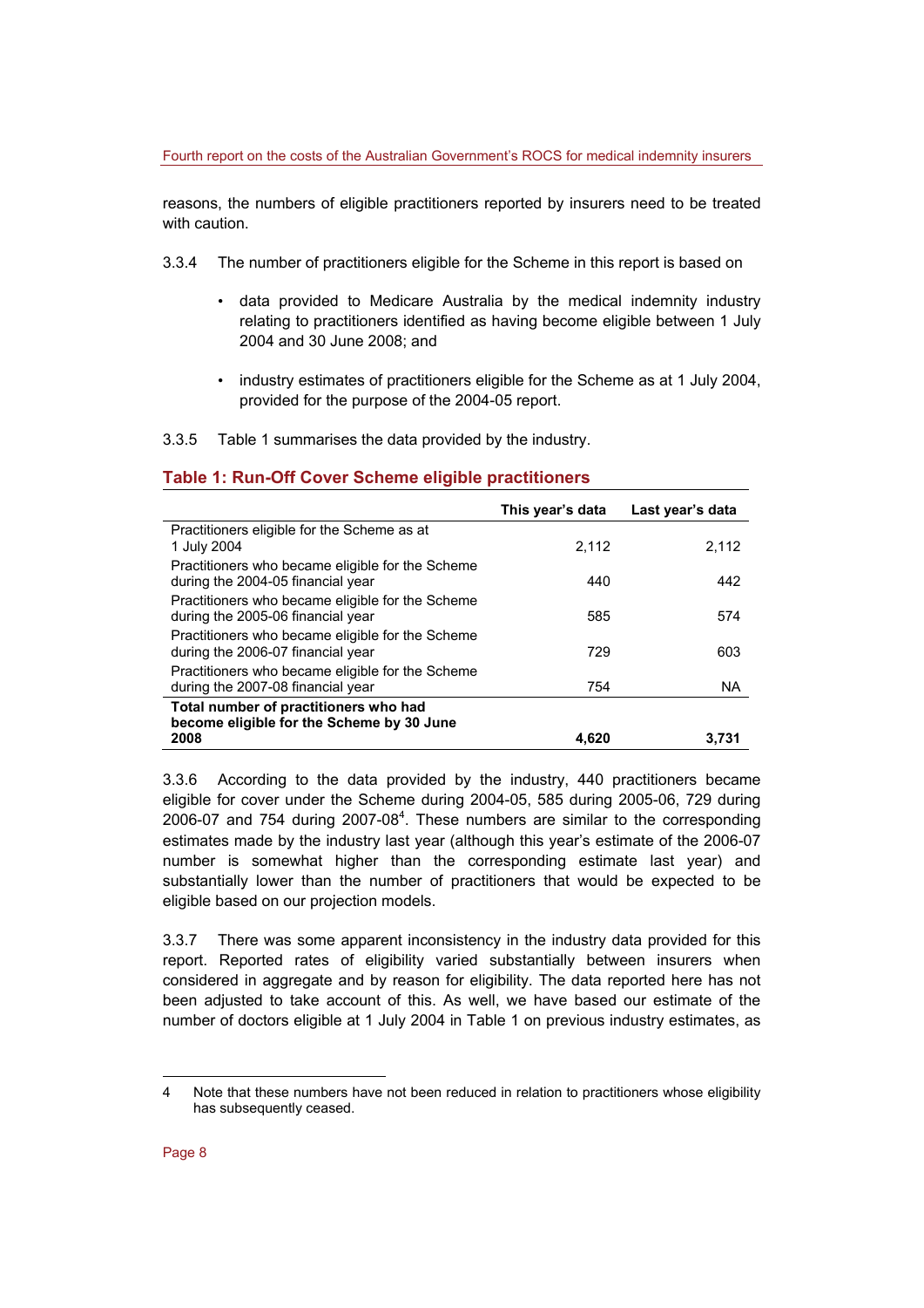reasons, the numbers of eligible practitioners reported by insurers need to be treated with caution.

3.3.4 The number of practitioners eligible for the Scheme in this report is based on

- data provided to Medicare Australia by the medical indemnity industry relating to practitioners identified as having become eligible between 1 July 2004 and 30 June 2008; and
- industry estimates of practitioners eligible for the Scheme as at 1 July 2004, provided for the purpose of the 2004-05 report.

3.3.5 Table 1 summarises the data provided by the industry.

### Table 1: Run-Off Cover Scheme eligible practitioners

| | This year's data | Last year's data |
|---|---|---|
| Practitioners eligible for the Scheme as at 1 July 2004 | 2,112 | 2,112 |
| Practitioners who became eligible for the Scheme during the 2004-05 financial year | 440 | 442 |
| Practitioners who became eligible for the Scheme during the 2005-06 financial year | 585 | 574 |
| Practitioners who became eligible for the Scheme during the 2006-07 financial year | 729 | 603 |
| Practitioners who became eligible for the Scheme during the 2007-08 financial year | 754 | NA |
| **Total number of practitioners who had become eligible for the Scheme by 30 June 2008** | **4,620** | **3,731** |

3.3.6 According to the data provided by the industry, 440 practitioners became eligible for cover under the Scheme during 2004-05, 585 during 2005-06, 729 during 2006-07 and 754 during 2007-08[4]. These numbers are similar to the corresponding estimates made by the industry last year (although this year's estimate of the 2006-07 number is somewhat higher than the corresponding estimate last year) and substantially lower than the number of practitioners that would be expected to be eligible based on our projection models.

3.3.7 There was some apparent inconsistency in the industry data provided for this report. Reported rates of eligibility varied substantially between insurers when considered in aggregate and by reason for eligibility. The data reported here has not been adjusted to take account of this. As well, we have based our estimate of the number of doctors eligible at 1 July 2004 in Table 1 on previous industry estimates, as

4 Note that these numbers have not been reduced in relation to practitioners whose eligibility has subsequently ceased.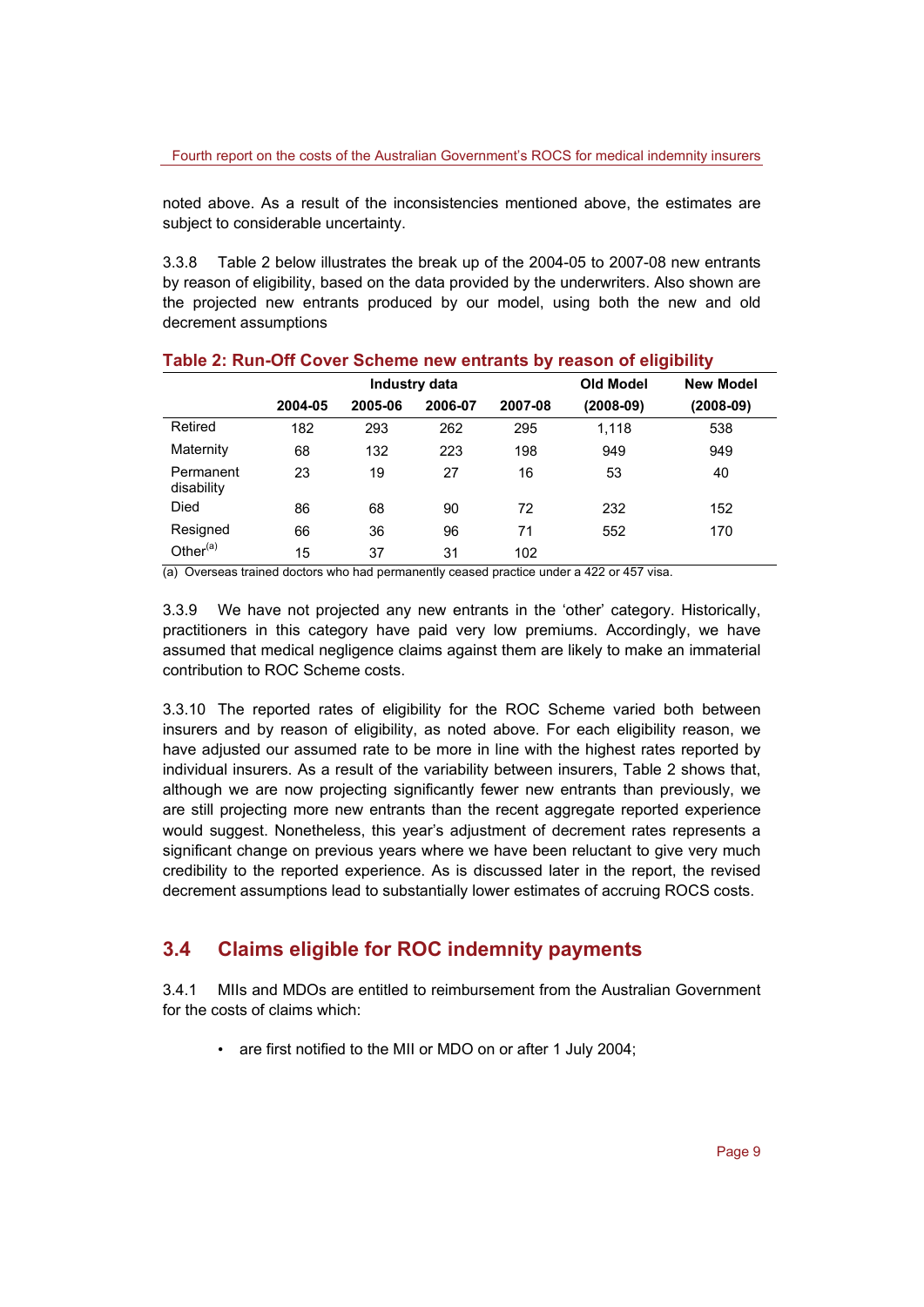noted above. As a result of the inconsistencies mentioned above, the estimates are subject to considerable uncertainty.

3.3.8 Table 2 below illustrates the break up of the 2004-05 to 2007-08 new entrants by reason of eligibility, based on the data provided by the underwriters. Also shown are the projected new entrants produced by our model, using both the new and old decrement assumptions

**Table 2: Run-Off Cover Scheme new entrants by reason of eligibility**

| | Industry data | | | | Old Model | New Model |
|---|---|---|---|---|---|---|
| | 2004-05 | 2005-06 | 2006-07 | 2007-08 | (2008-09) | (2008-09) |
| Retired | 182 | 293 | 262 | 295 | 1,118 | 538 |
| Maternity | 68 | 132 | 223 | 198 | 949 | 949 |
| Permanent disability | 23 | 19 | 27 | 16 | 53 | 40 |
| Died | 86 | 68 | 90 | 72 | 232 | 152 |
| Resigned | 66 | 36 | 96 | 71 | 552 | 170 |
| Other[(a)] | 15 | 37 | 31 | 102 | | |

(a) Overseas trained doctors who had permanently ceased practice under a 422 or 457 visa.

3.3.9 We have not projected any new entrants in the 'other' category. Historically, practitioners in this category have paid very low premiums. Accordingly, we have assumed that medical negligence claims against them are likely to make an immaterial contribution to ROC Scheme costs.

3.3.10 The reported rates of eligibility for the ROC Scheme varied both between insurers and by reason of eligibility, as noted above. For each eligibility reason, we have adjusted our assumed rate to be more in line with the highest rates reported by individual insurers. As a result of the variability between insurers, Table 2 shows that, although we are now projecting significantly fewer new entrants than previously, we are still projecting more new entrants than the recent aggregate reported experience would suggest. Nonetheless, this year's adjustment of decrement rates represents a significant change on previous years where we have been reluctant to give very much credibility to the reported experience. As is discussed later in the report, the revised decrement assumptions lead to substantially lower estimates of accruing ROCS costs.

## 3.4 Claims eligible for ROC indemnity payments

3.4.1 MIIs and MDOs are entitled to reimbursement from the Australian Government for the costs of claims which:

- are first notified to the MII or MDO on or after 1 July 2004;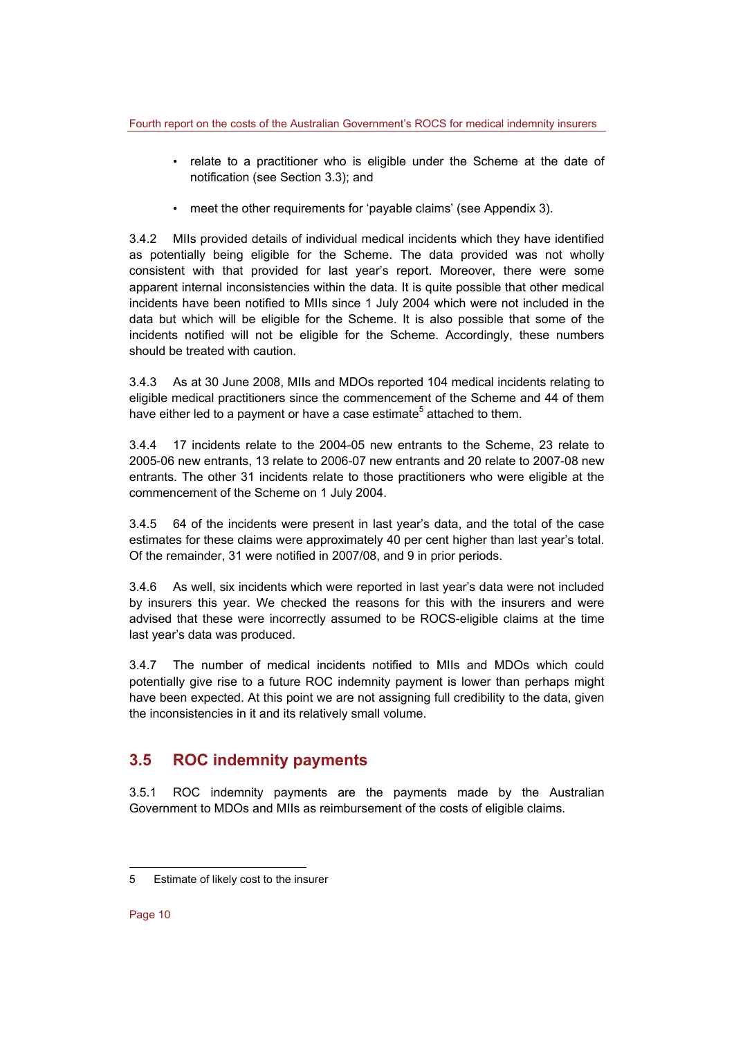- relate to a practitioner who is eligible under the Scheme at the date of notification (see Section 3.3); and
- meet the other requirements for 'payable claims' (see Appendix 3).

3.4.2 MIIs provided details of individual medical incidents which they have identified as potentially being eligible for the Scheme. The data provided was not wholly consistent with that provided for last year's report. Moreover, there were some apparent internal inconsistencies within the data. It is quite possible that other medical incidents have been notified to MIIs since 1 July 2004 which were not included in the data but which will be eligible for the Scheme. It is also possible that some of the incidents notified will not be eligible for the Scheme. Accordingly, these numbers should be treated with caution.

3.4.3 As at 30 June 2008, MIIs and MDOs reported 104 medical incidents relating to eligible medical practitioners since the commencement of the Scheme and 44 of them have either led to a payment or have a case estimate[5] attached to them.

3.4.4 17 incidents relate to the 2004-05 new entrants to the Scheme, 23 relate to 2005-06 new entrants, 13 relate to 2006-07 new entrants and 20 relate to 2007-08 new entrants. The other 31 incidents relate to those practitioners who were eligible at the commencement of the Scheme on 1 July 2004.

3.4.5 64 of the incidents were present in last year's data, and the total of the case estimates for these claims were approximately 40 per cent higher than last year's total. Of the remainder, 31 were notified in 2007/08, and 9 in prior periods.

3.4.6 As well, six incidents which were reported in last year's data were not included by insurers this year. We checked the reasons for this with the insurers and were advised that these were incorrectly assumed to be ROCS-eligible claims at the time last year's data was produced.

3.4.7 The number of medical incidents notified to MIIs and MDOs which could potentially give rise to a future ROC indemnity payment is lower than perhaps might have been expected. At this point we are not assigning full credibility to the data, given the inconsistencies in it and its relatively small volume.

## 3.5 ROC indemnity payments

3.5.1 ROC indemnity payments are the payments made by the Australian Government to MDOs and MIIs as reimbursement of the costs of eligible claims.

---

5 Estimate of likely cost to the insurer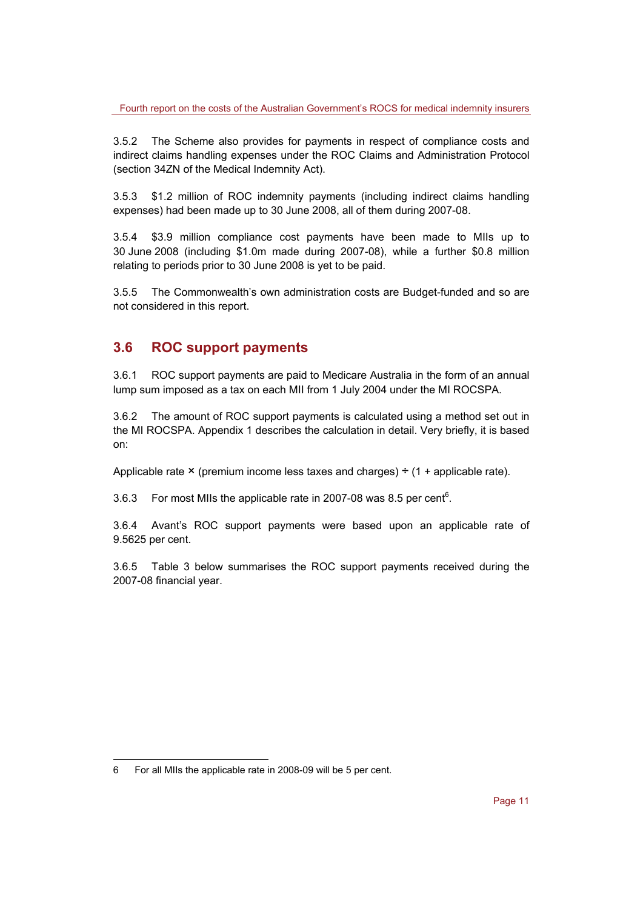3.5.2 The Scheme also provides for payments in respect of compliance costs and indirect claims handling expenses under the ROC Claims and Administration Protocol (section 34ZN of the Medical Indemnity Act).

3.5.3 $1.2 million of ROC indemnity payments (including indirect claims handling expenses) had been made up to 30 June 2008, all of them during 2007-08.

3.5.4 $3.9 million compliance cost payments have been made to MIIs up to 30 June 2008 (including $1.0m made during 2007-08), while a further $0.8 million relating to periods prior to 30 June 2008 is yet to be paid.

3.5.5 The Commonwealth's own administration costs are Budget-funded and so are not considered in this report.

## 3.6 ROC support payments

3.6.1 ROC support payments are paid to Medicare Australia in the form of an annual lump sum imposed as a tax on each MII from 1 July 2004 under the MI ROCSPA.

3.6.2 The amount of ROC support payments is calculated using a method set out in the MI ROCSPA. Appendix 1 describes the calculation in detail. Very briefly, it is based on:

Applicable rate × (premium income less taxes and charges) ÷ (1 + applicable rate).

3.6.3 For most MIIs the applicable rate in 2007-08 was 8.5 per cent[6].

3.6.4 Avant's ROC support payments were based upon an applicable rate of 9.5625 per cent.

3.6.5 Table 3 below summarises the ROC support payments received during the 2007-08 financial year.

---

6 For all MIIs the applicable rate in 2008-09 will be 5 per cent.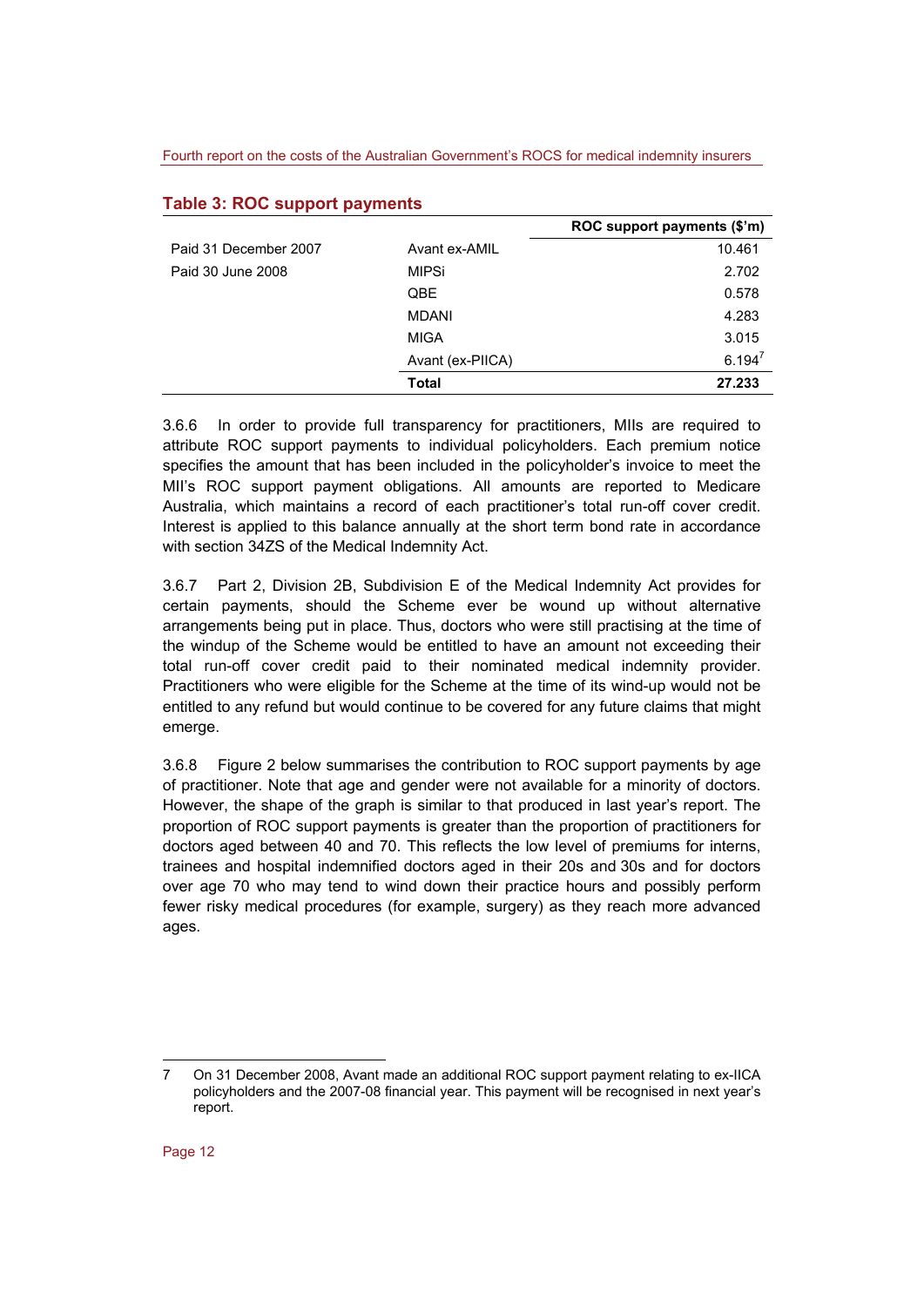### Table 3: ROC support payments

| | | ROC support payments ($'m) |
|---|---|---|
| Paid 31 December 2007 | Avant ex-AMIL | 10.461 |
| Paid 30 June 2008 | MIPSi | 2.702 |
| | QBE | 0.578 |
| | MDANI | 4.283 |
| | MIGA | 3.015 |
| | Avant (ex-PIICA) | 6.194[7] |
| | **Total** | **27.233** |

3.6.6 In order to provide full transparency for practitioners, MIIs are required to attribute ROC support payments to individual policyholders. Each premium notice specifies the amount that has been included in the policyholder's invoice to meet the MII's ROC support payment obligations. All amounts are reported to Medicare Australia, which maintains a record of each practitioner's total run-off cover credit. Interest is applied to this balance annually at the short term bond rate in accordance with section 34ZS of the Medical Indemnity Act.

3.6.7 Part 2, Division 2B, Subdivision E of the Medical Indemnity Act provides for certain payments, should the Scheme ever be wound up without alternative arrangements being put in place. Thus, doctors who were still practising at the time of the windup of the Scheme would be entitled to have an amount not exceeding their total run-off cover credit paid to their nominated medical indemnity provider. Practitioners who were eligible for the Scheme at the time of its wind-up would not be entitled to any refund but would continue to be covered for any future claims that might emerge.

3.6.8 Figure 2 below summarises the contribution to ROC support payments by age of practitioner. Note that age and gender were not available for a minority of doctors. However, the shape of the graph is similar to that produced in last year's report. The proportion of ROC support payments is greater than the proportion of practitioners for doctors aged between 40 and 70. This reflects the low level of premiums for interns, trainees and hospital indemnified doctors aged in their 20s and 30s and for doctors over age 70 who may tend to wind down their practice hours and possibly perform fewer risky medical procedures (for example, surgery) as they reach more advanced ages.

---

7 On 31 December 2008, Avant made an additional ROC support payment relating to ex-IICA policyholders and the 2007-08 financial year. This payment will be recognised in next year's report.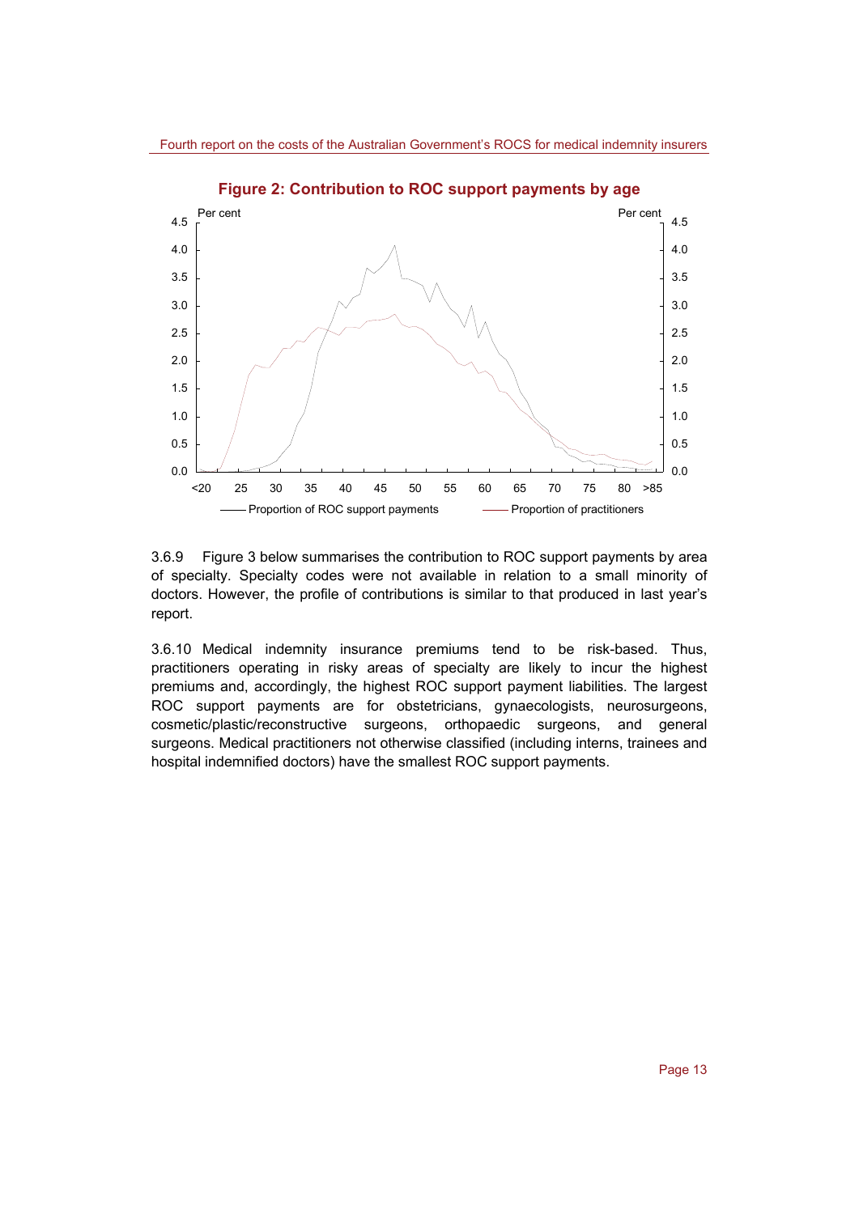**Figure 2: Contribution to ROC support payments by age**

3.6.9 Figure 3 below summarises the contribution to ROC support payments by area of specialty. Specialty codes were not available in relation to a small minority of doctors. However, the profile of contributions is similar to that produced in last year's report.

3.6.10 Medical indemnity insurance premiums tend to be risk-based. Thus, practitioners operating in risky areas of specialty are likely to incur the highest premiums and, accordingly, the highest ROC support payment liabilities. The largest ROC support payments are for obstetricians, gynaecologists, neurosurgeons, cosmetic/plastic/reconstructive surgeons, orthopaedic surgeons, and general surgeons. Medical practitioners not otherwise classified (including interns, trainees and hospital indemnified doctors) have the smallest ROC support payments.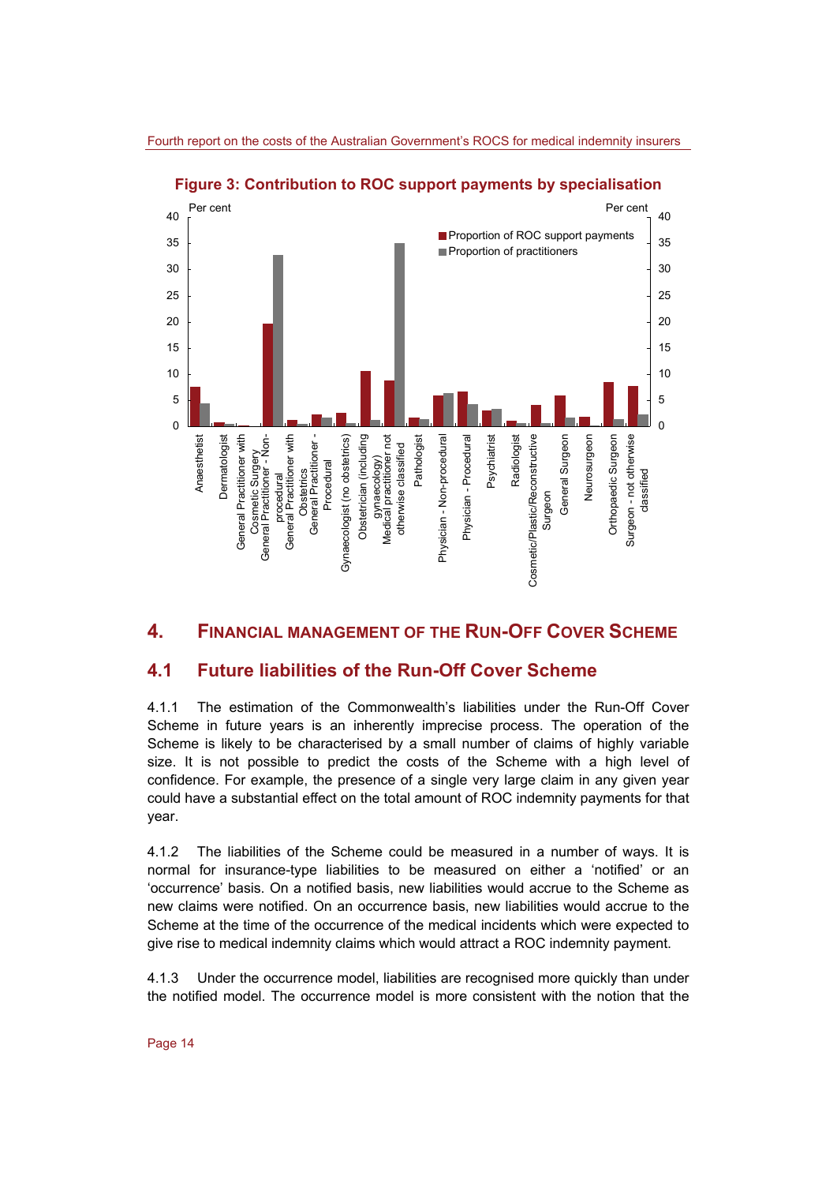**Figure 3: Contribution to ROC support payments by specialisation**

## 4. Financial Management of the Run-Off Cover Scheme

### 4.1 Future liabilities of the Run-Off Cover Scheme

4.1.1 The estimation of the Commonwealth's liabilities under the Run-Off Cover Scheme in future years is an inherently imprecise process. The operation of the Scheme is likely to be characterised by a small number of claims of highly variable size. It is not possible to predict the costs of the Scheme with a high level of confidence. For example, the presence of a single very large claim in any given year could have a substantial effect on the total amount of ROC indemnity payments for that year.

4.1.2 The liabilities of the Scheme could be measured in a number of ways. It is normal for insurance-type liabilities to be measured on either a 'notified' or an 'occurrence' basis. On a notified basis, new liabilities would accrue to the Scheme as new claims were notified. On an occurrence basis, new liabilities would accrue to the Scheme at the time of the occurrence of the medical incidents which were expected to give rise to medical indemnity claims which would attract a ROC indemnity payment.

4.1.3 Under the occurrence model, liabilities are recognised more quickly than under the notified model. The occurrence model is more consistent with the notion that the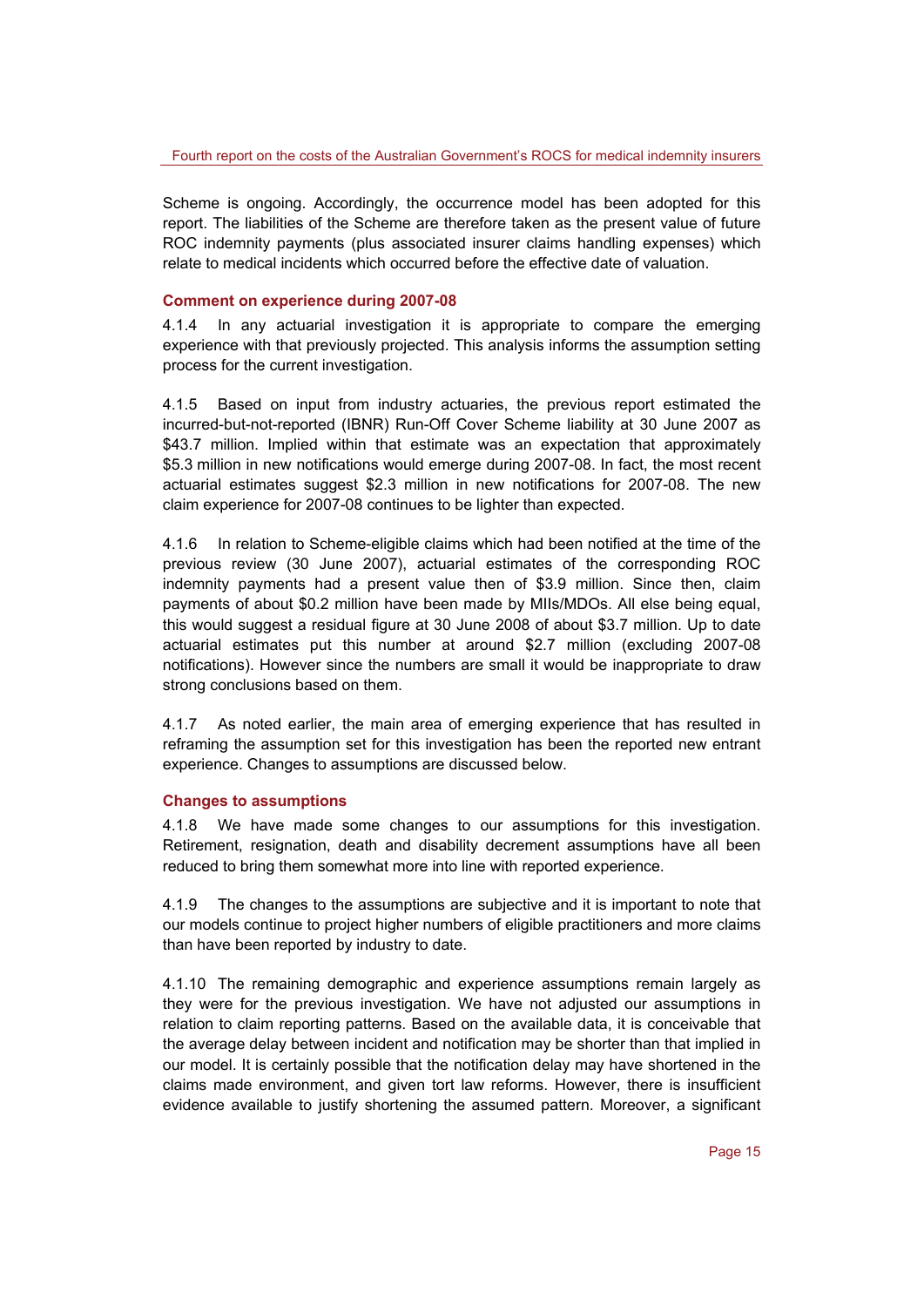Scheme is ongoing. Accordingly, the occurrence model has been adopted for this report. The liabilities of the Scheme are therefore taken as the present value of future ROC indemnity payments (plus associated insurer claims handling expenses) which relate to medical incidents which occurred before the effective date of valuation.

### Comment on experience during 2007-08

4.1.4 In any actuarial investigation it is appropriate to compare the emerging experience with that previously projected. This analysis informs the assumption setting process for the current investigation.

4.1.5 Based on input from industry actuaries, the previous report estimated the incurred-but-not-reported (IBNR) Run-Off Cover Scheme liability at 30 June 2007 as $43.7 million. Implied within that estimate was an expectation that approximately $5.3 million in new notifications would emerge during 2007-08. In fact, the most recent actuarial estimates suggest $2.3 million in new notifications for 2007-08. The new claim experience for 2007-08 continues to be lighter than expected.

4.1.6 In relation to Scheme-eligible claims which had been notified at the time of the previous review (30 June 2007), actuarial estimates of the corresponding ROC indemnity payments had a present value then of $3.9 million. Since then, claim payments of about $0.2 million have been made by MIIs/MDOs. All else being equal, this would suggest a residual figure at 30 June 2008 of about $3.7 million. Up to date actuarial estimates put this number at around $2.7 million (excluding 2007-08 notifications). However since the numbers are small it would be inappropriate to draw strong conclusions based on them.

4.1.7 As noted earlier, the main area of emerging experience that has resulted in reframing the assumption set for this investigation has been the reported new entrant experience. Changes to assumptions are discussed below.

### Changes to assumptions

4.1.8 We have made some changes to our assumptions for this investigation. Retirement, resignation, death and disability decrement assumptions have all been reduced to bring them somewhat more into line with reported experience.

4.1.9 The changes to the assumptions are subjective and it is important to note that our models continue to project higher numbers of eligible practitioners and more claims than have been reported by industry to date.

4.1.10 The remaining demographic and experience assumptions remain largely as they were for the previous investigation. We have not adjusted our assumptions in relation to claim reporting patterns. Based on the available data, it is conceivable that the average delay between incident and notification may be shorter than that implied in our model. It is certainly possible that the notification delay may have shortened in the claims made environment, and given tort law reforms. However, there is insufficient evidence available to justify shortening the assumed pattern. Moreover, a significant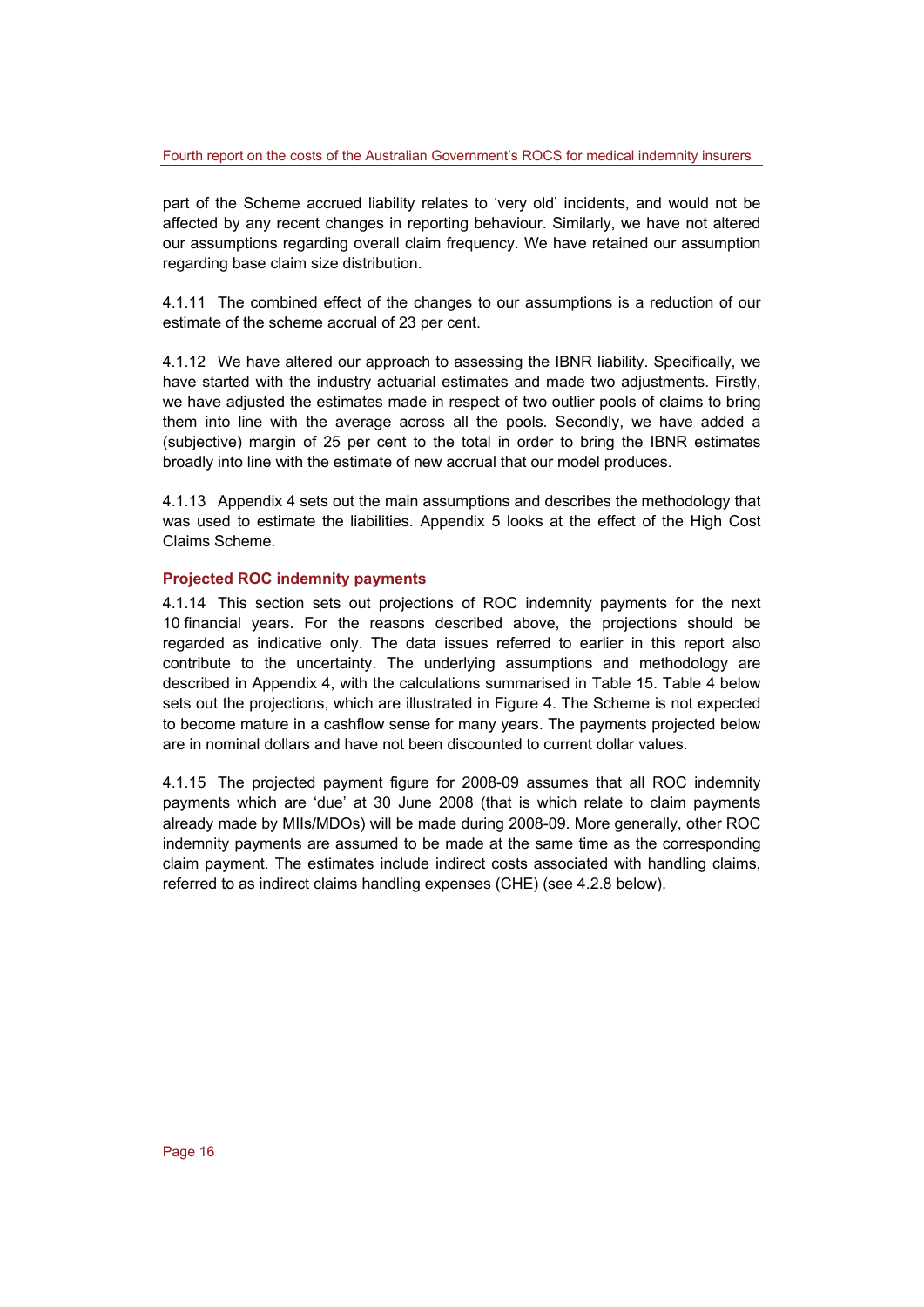part of the Scheme accrued liability relates to 'very old' incidents, and would not be affected by any recent changes in reporting behaviour. Similarly, we have not altered our assumptions regarding overall claim frequency. We have retained our assumption regarding base claim size distribution.

4.1.11 The combined effect of the changes to our assumptions is a reduction of our estimate of the scheme accrual of 23 per cent.

4.1.12 We have altered our approach to assessing the IBNR liability. Specifically, we have started with the industry actuarial estimates and made two adjustments. Firstly, we have adjusted the estimates made in respect of two outlier pools of claims to bring them into line with the average across all the pools. Secondly, we have added a (subjective) margin of 25 per cent to the total in order to bring the IBNR estimates broadly into line with the estimate of new accrual that our model produces.

4.1.13 Appendix 4 sets out the main assumptions and describes the methodology that was used to estimate the liabilities. Appendix 5 looks at the effect of the High Cost Claims Scheme.

### Projected ROC indemnity payments

4.1.14 This section sets out projections of ROC indemnity payments for the next 10 financial years. For the reasons described above, the projections should be regarded as indicative only. The data issues referred to earlier in this report also contribute to the uncertainty. The underlying assumptions and methodology are described in Appendix 4, with the calculations summarised in Table 15. Table 4 below sets out the projections, which are illustrated in Figure 4. The Scheme is not expected to become mature in a cashflow sense for many years. The payments projected below are in nominal dollars and have not been discounted to current dollar values.

4.1.15 The projected payment figure for 2008-09 assumes that all ROC indemnity payments which are 'due' at 30 June 2008 (that is which relate to claim payments already made by MIIs/MDOs) will be made during 2008-09. More generally, other ROC indemnity payments are assumed to be made at the same time as the corresponding claim payment. The estimates include indirect costs associated with handling claims, referred to as indirect claims handling expenses (CHE) (see 4.2.8 below).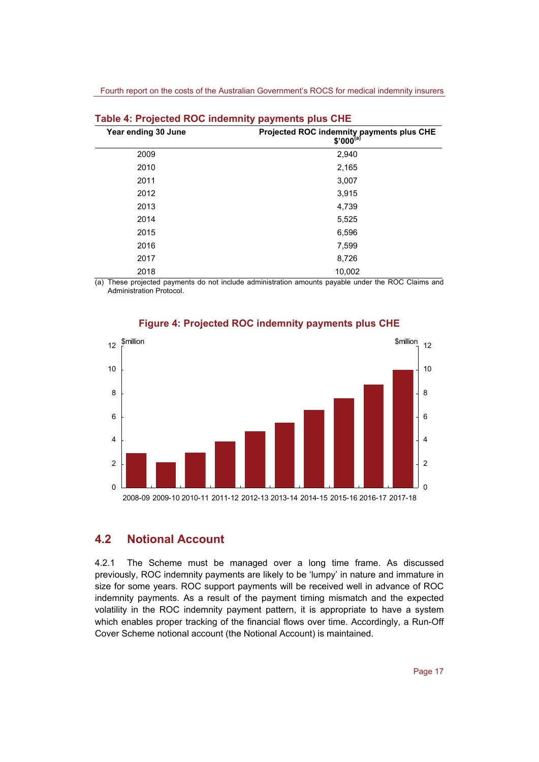**Table 4: Projected ROC indemnity payments plus CHE**

| Year ending 30 June | Projected ROC indemnity payments plus CHE $'000[(a)] |
|---|---|
| 2009 | 2,940 |
| 2010 | 2,165 |
| 2011 | 3,007 |
| 2012 | 3,915 |
| 2013 | 4,739 |
| 2014 | 5,525 |
| 2015 | 6,596 |
| 2016 | 7,599 |
| 2017 | 8,726 |
| 2018 | 10,002 |

(a) These projected payments do not include administration amounts payable under the ROC Claims and Administration Protocol.

**Figure 4: Projected ROC indemnity payments plus CHE**

## 4.2 Notional Account

4.2.1 The Scheme must be managed over a long time frame. As discussed previously, ROC indemnity payments are likely to be 'lumpy' in nature and immature in size for some years. ROC support payments will be received well in advance of ROC indemnity payments. As a result of the payment timing mismatch and the expected volatility in the ROC indemnity payment pattern, it is appropriate to have a system which enables proper tracking of the financial flows over time. Accordingly, a Run-Off Cover Scheme notional account (the Notional Account) is maintained.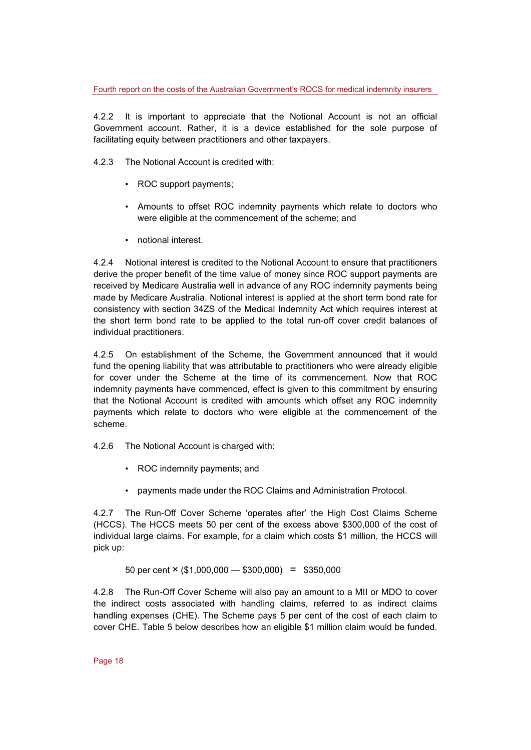4.2.2 It is important to appreciate that the Notional Account is not an official Government account. Rather, it is a device established for the sole purpose of facilitating equity between practitioners and other taxpayers.

4.2.3 The Notional Account is credited with:

- ROC support payments;
- Amounts to offset ROC indemnity payments which relate to doctors who were eligible at the commencement of the scheme; and
- notional interest.

4.2.4 Notional interest is credited to the Notional Account to ensure that practitioners derive the proper benefit of the time value of money since ROC support payments are received by Medicare Australia well in advance of any ROC indemnity payments being made by Medicare Australia. Notional interest is applied at the short term bond rate for consistency with section 34ZS of the Medical Indemnity Act which requires interest at the short term bond rate to be applied to the total run-off cover credit balances of individual practitioners.

4.2.5 On establishment of the Scheme, the Government announced that it would fund the opening liability that was attributable to practitioners who were already eligible for cover under the Scheme at the time of its commencement. Now that ROC indemnity payments have commenced, effect is given to this commitment by ensuring that the Notional Account is credited with amounts which offset any ROC indemnity payments which relate to doctors who were eligible at the commencement of the scheme.

4.2.6 The Notional Account is charged with:

- ROC indemnity payments; and
- payments made under the ROC Claims and Administration Protocol.

4.2.7 The Run-Off Cover Scheme 'operates after' the High Cost Claims Scheme (HCCS). The HCCS meets 50 per cent of the excess above $300,000 of the cost of individual large claims. For example, for a claim which costs $1 million, the HCCS will pick up:

$$50 \text{ per cent} \times (\$1{,}000{,}000 - \$300{,}000) = \$350{,}000$$

4.2.8 The Run-Off Cover Scheme will also pay an amount to a MII or MDO to cover the indirect costs associated with handling claims, referred to as indirect claims handling expenses (CHE). The Scheme pays 5 per cent of the cost of each claim to cover CHE. Table 5 below describes how an eligible $1 million claim would be funded.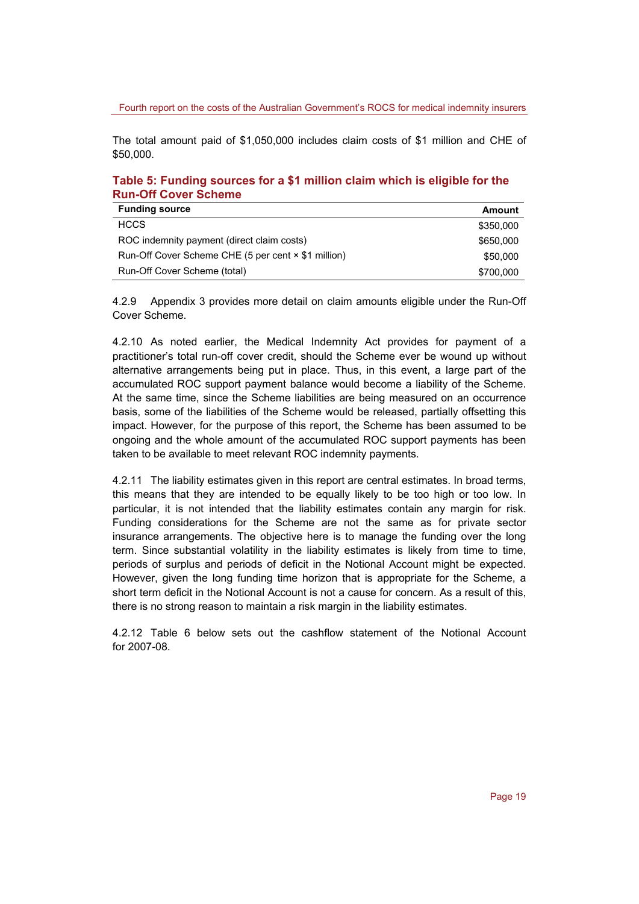The total amount paid of $1,050,000 includes claim costs of $1 million and CHE of $50,000.

### Table 5: Funding sources for a $1 million claim which is eligible for the Run-Off Cover Scheme

| Funding source | Amount |
|---|---|
| HCCS | $350,000 |
| ROC indemnity payment (direct claim costs) | $650,000 |
| Run-Off Cover Scheme CHE (5 per cent × $1 million) | $50,000 |
| Run-Off Cover Scheme (total) | $700,000 |

4.2.9 Appendix 3 provides more detail on claim amounts eligible under the Run-Off Cover Scheme.

4.2.10 As noted earlier, the Medical Indemnity Act provides for payment of a practitioner's total run-off cover credit, should the Scheme ever be wound up without alternative arrangements being put in place. Thus, in this event, a large part of the accumulated ROC support payment balance would become a liability of the Scheme. At the same time, since the Scheme liabilities are being measured on an occurrence basis, some of the liabilities of the Scheme would be released, partially offsetting this impact. However, for the purpose of this report, the Scheme has been assumed to be ongoing and the whole amount of the accumulated ROC support payments has been taken to be available to meet relevant ROC indemnity payments.

4.2.11 The liability estimates given in this report are central estimates. In broad terms, this means that they are intended to be equally likely to be too high or too low. In particular, it is not intended that the liability estimates contain any margin for risk. Funding considerations for the Scheme are not the same as for private sector insurance arrangements. The objective here is to manage the funding over the long term. Since substantial volatility in the liability estimates is likely from time to time, periods of surplus and periods of deficit in the Notional Account might be expected. However, given the long funding time horizon that is appropriate for the Scheme, a short term deficit in the Notional Account is not a cause for concern. As a result of this, there is no strong reason to maintain a risk margin in the liability estimates.

4.2.12 Table 6 below sets out the cashflow statement of the Notional Account for 2007-08.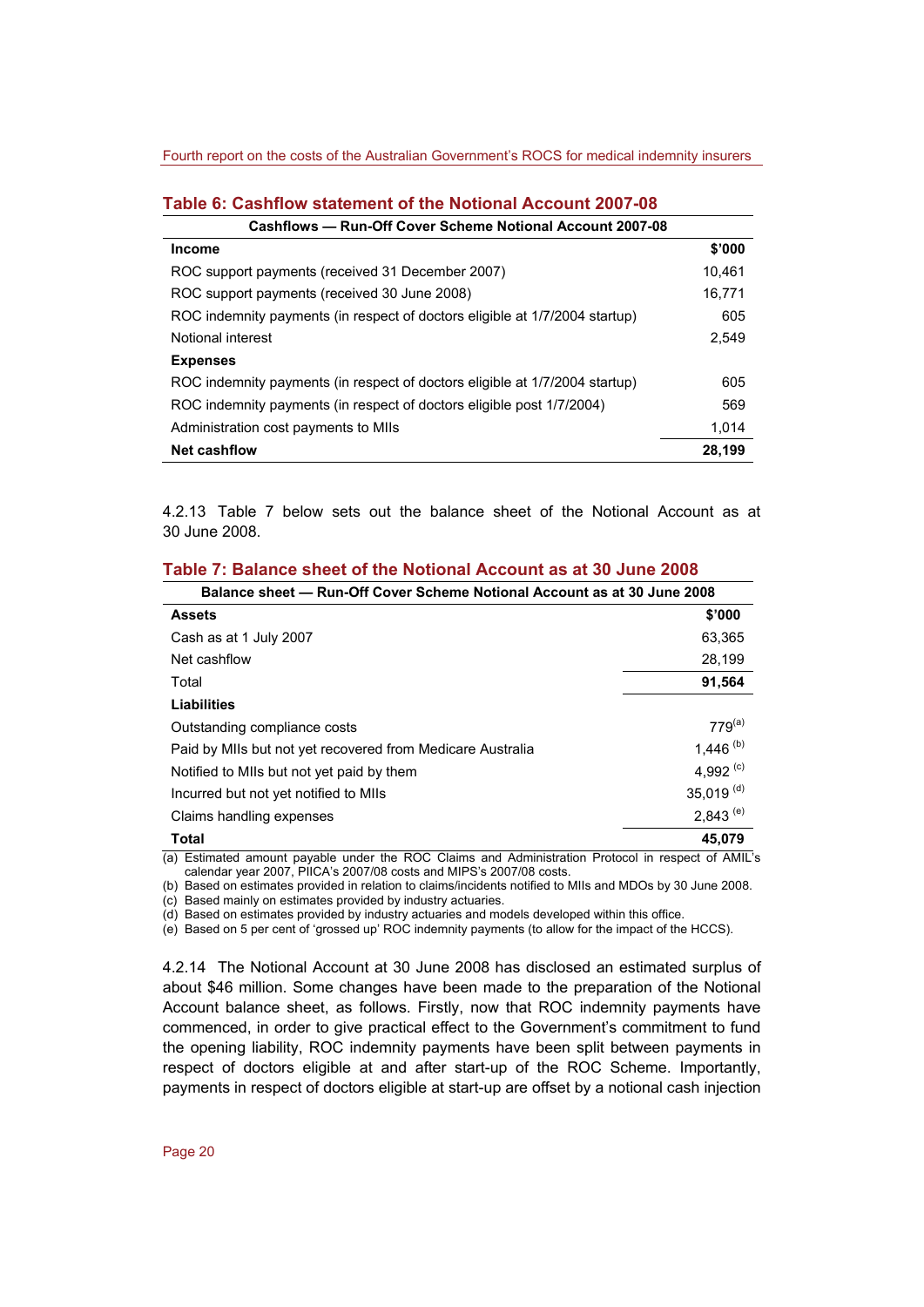### Table 6: Cashflow statement of the Notional Account 2007-08

| Cashflows — Run-Off Cover Scheme Notional Account 2007-08 | |
|---|---|
| **Income** | **$'000** |
| ROC support payments (received 31 December 2007) | 10,461 |
| ROC support payments (received 30 June 2008) | 16,771 |
| ROC indemnity payments (in respect of doctors eligible at 1/7/2004 startup) | 605 |
| Notional interest | 2,549 |
| **Expenses** | |
| ROC indemnity payments (in respect of doctors eligible at 1/7/2004 startup) | 605 |
| ROC indemnity payments (in respect of doctors eligible post 1/7/2004) | 569 |
| Administration cost payments to MIIs | 1,014 |
| **Net cashflow** | **28,199** |

4.2.13 Table 7 below sets out the balance sheet of the Notional Account as at 30 June 2008.

### Table 7: Balance sheet of the Notional Account as at 30 June 2008

| Balance sheet — Run-Off Cover Scheme Notional Account as at 30 June 2008 | |
|---|---|
| **Assets** | **$'000** |
| Cash as at 1 July 2007 | 63,365 |
| Net cashflow | 28,199 |
| Total | **91,564** |
| **Liabilities** | |
| Outstanding compliance costs | 779 [a] |
| Paid by MIIs but not yet recovered from Medicare Australia | 1,446 [b] |
| Notified to MIIs but not yet paid by them | 4,992 [c] |
| Incurred but not yet notified to MIIs | 35,019 [d] |
| Claims handling expenses | 2,843 [e] |
| **Total** | **45,079** |

(a) Estimated amount payable under the ROC Claims and Administration Protocol in respect of AMIL's calendar year 2007, PIICA's 2007/08 costs and MIPS's 2007/08 costs.
(b) Based on estimates provided in relation to claims/incidents notified to MIIs and MDOs by 30 June 2008.
(c) Based mainly on estimates provided by industry actuaries.
(d) Based on estimates provided by industry actuaries and models developed within this office.
(e) Based on 5 per cent of 'grossed up' ROC indemnity payments (to allow for the impact of the HCCS).

4.2.14 The Notional Account at 30 June 2008 has disclosed an estimated surplus of about $46 million. Some changes have been made to the preparation of the Notional Account balance sheet, as follows. Firstly, now that ROC indemnity payments have commenced, in order to give practical effect to the Government's commitment to fund the opening liability, ROC indemnity payments have been split between payments in respect of doctors eligible at and after start-up of the ROC Scheme. Importantly, payments in respect of doctors eligible at start-up are offset by a notional cash injection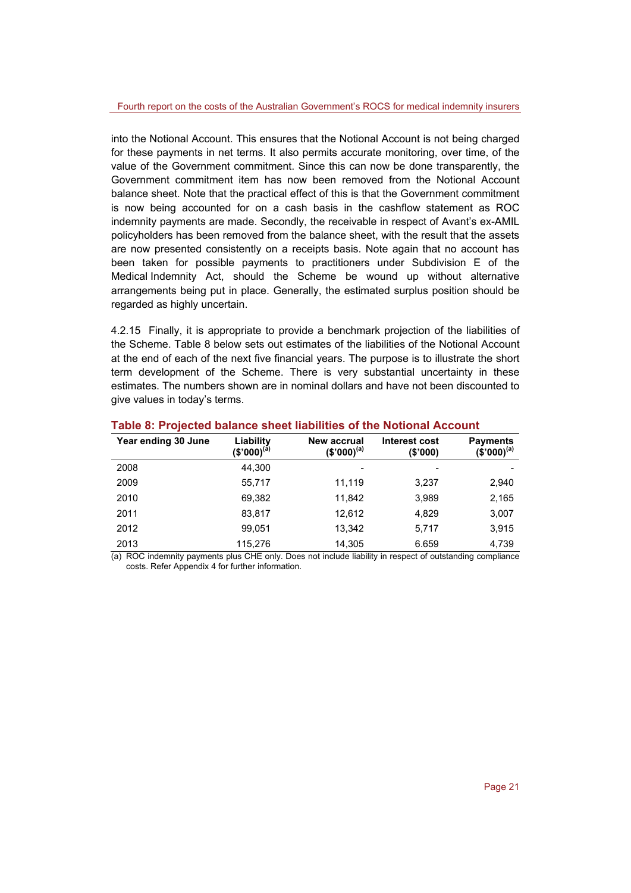into the Notional Account. This ensures that the Notional Account is not being charged for these payments in net terms. It also permits accurate monitoring, over time, of the value of the Government commitment. Since this can now be done transparently, the Government commitment item has now been removed from the Notional Account balance sheet. Note that the practical effect of this is that the Government commitment is now being accounted for on a cash basis in the cashflow statement as ROC indemnity payments are made. Secondly, the receivable in respect of Avant's ex-AMIL policyholders has been removed from the balance sheet, with the result that the assets are now presented consistently on a receipts basis. Note again that no account has been taken for possible payments to practitioners under Subdivision E of the Medical Indemnity Act, should the Scheme be wound up without alternative arrangements being put in place. Generally, the estimated surplus position should be regarded as highly uncertain.

4.2.15 Finally, it is appropriate to provide a benchmark projection of the liabilities of the Scheme. Table 8 below sets out estimates of the liabilities of the Notional Account at the end of each of the next five financial years. The purpose is to illustrate the short term development of the Scheme. There is very substantial uncertainty in these estimates. The numbers shown are in nominal dollars and have not been discounted to give values in today's terms.

**Table 8: Projected balance sheet liabilities of the Notional Account**

| Year ending 30 June | Liability ($'000)[(a)] | New accrual ($'000)[(a)] | Interest cost ($'000) | Payments ($'000)[(a)] |
|---|---|---|---|---|
| 2008 | 44,300 | - | - | - |
| 2009 | 55,717 | 11,119 | 3,237 | 2,940 |
| 2010 | 69,382 | 11,842 | 3,989 | 2,165 |
| 2011 | 83,817 | 12,612 | 4,829 | 3,007 |
| 2012 | 99,051 | 13,342 | 5,717 | 3,915 |
| 2013 | 115,276 | 14,305 | 6.659 | 4,739 |

(a) ROC indemnity payments plus CHE only. Does not include liability in respect of outstanding compliance costs. Refer Appendix 4 for further information.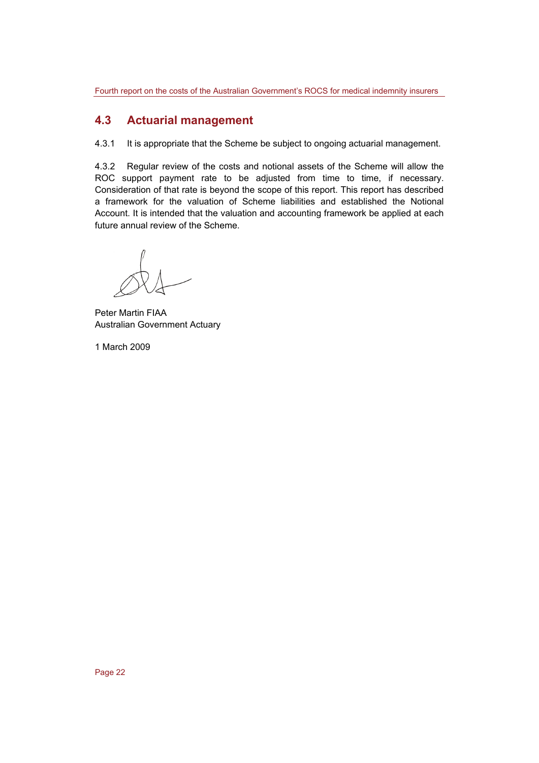## 4.3 Actuarial management

4.3.1 It is appropriate that the Scheme be subject to ongoing actuarial management.

4.3.2 Regular review of the costs and notional assets of the Scheme will allow the ROC support payment rate to be adjusted from time to time, if necessary. Consideration of that rate is beyond the scope of this report. This report has described a framework for the valuation of Scheme liabilities and established the Notional Account. It is intended that the valuation and accounting framework be applied at each future annual review of the Scheme.

Peter Martin FIAA
Australian Government Actuary

1 March 2009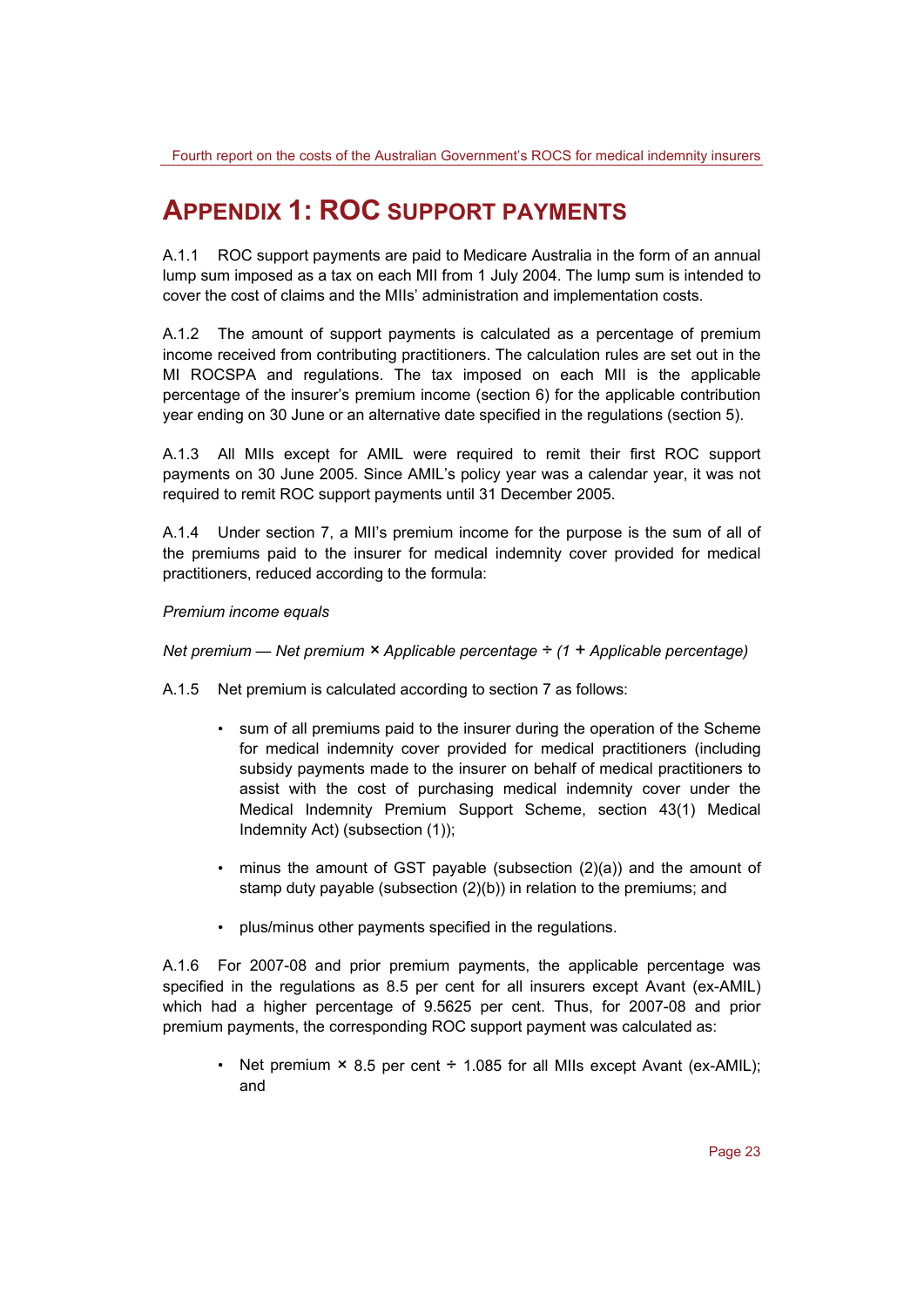# APPENDIX 1: ROC SUPPORT PAYMENTS

A.1.1 ROC support payments are paid to Medicare Australia in the form of an annual lump sum imposed as a tax on each MII from 1 July 2004. The lump sum is intended to cover the cost of claims and the MIIs' administration and implementation costs.

A.1.2 The amount of support payments is calculated as a percentage of premium income received from contributing practitioners. The calculation rules are set out in the MI ROCSPA and regulations. The tax imposed on each MII is the applicable percentage of the insurer's premium income (section 6) for the applicable contribution year ending on 30 June or an alternative date specified in the regulations (section 5).

A.1.3 All MIIs except for AMIL were required to remit their first ROC support payments on 30 June 2005. Since AMIL's policy year was a calendar year, it was not required to remit ROC support payments until 31 December 2005.

A.1.4 Under section 7, a MII's premium income for the purpose is the sum of all of the premiums paid to the insurer for medical indemnity cover provided for medical practitioners, reduced according to the formula:

*Premium income equals*

*Net premium — Net premium × Applicable percentage ÷ (1 + Applicable percentage)*

A.1.5 Net premium is calculated according to section 7 as follows:

- sum of all premiums paid to the insurer during the operation of the Scheme for medical indemnity cover provided for medical practitioners (including subsidy payments made to the insurer on behalf of medical practitioners to assist with the cost of purchasing medical indemnity cover under the Medical Indemnity Premium Support Scheme, section 43(1) Medical Indemnity Act) (subsection (1));
- minus the amount of GST payable (subsection (2)(a)) and the amount of stamp duty payable (subsection (2)(b)) in relation to the premiums; and
- plus/minus other payments specified in the regulations.

A.1.6 For 2007-08 and prior premium payments, the applicable percentage was specified in the regulations as 8.5 per cent for all insurers except Avant (ex-AMIL) which had a higher percentage of 9.5625 per cent. Thus, for 2007-08 and prior premium payments, the corresponding ROC support payment was calculated as:

- Net premium × 8.5 per cent ÷ 1.085 for all MIIs except Avant (ex-AMIL); and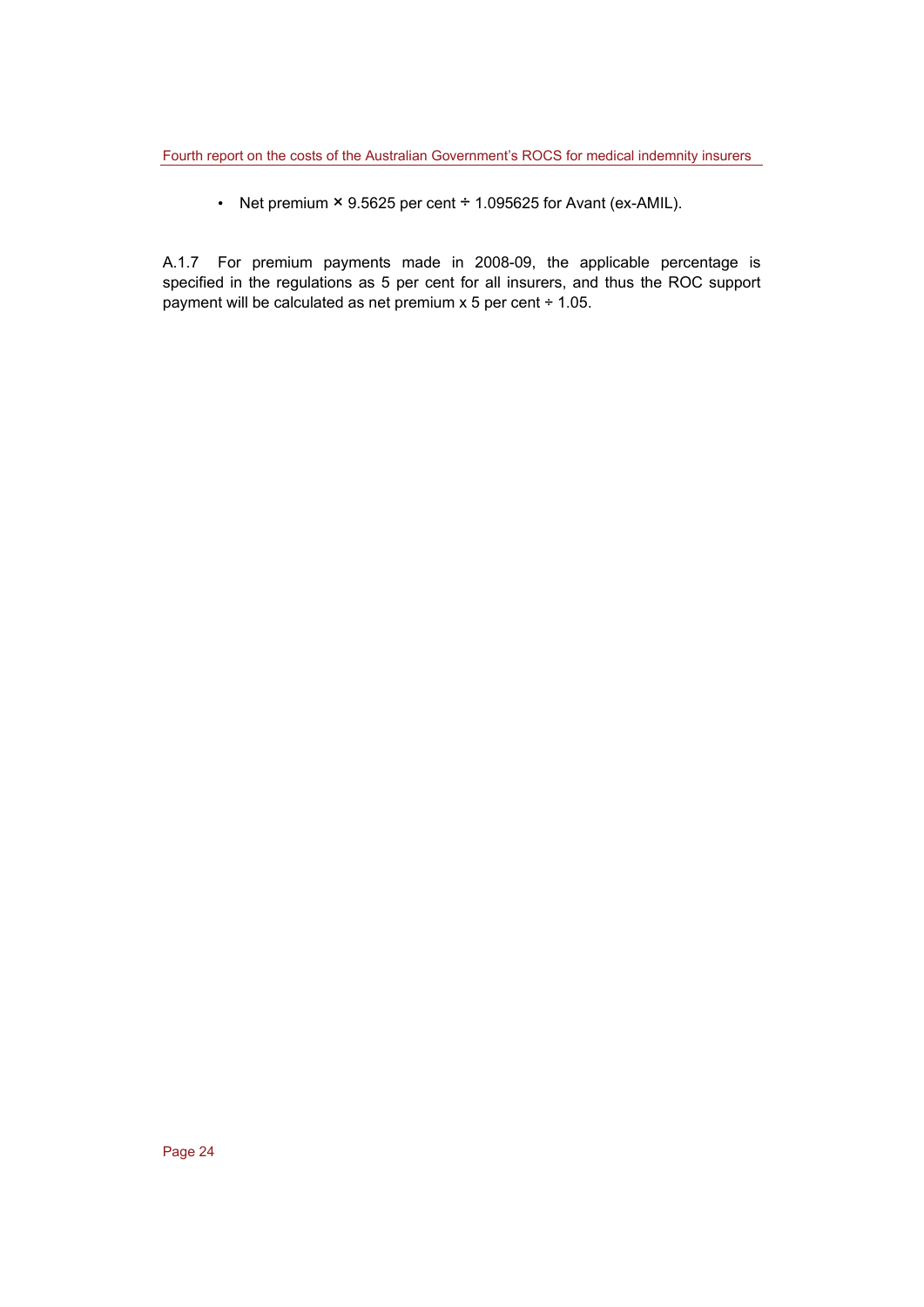- Net premium × 9.5625 per cent ÷ 1.095625 for Avant (ex-AMIL).

A.1.7 For premium payments made in 2008-09, the applicable percentage is specified in the regulations as 5 per cent for all insurers, and thus the ROC support payment will be calculated as net premium x 5 per cent ÷ 1.05.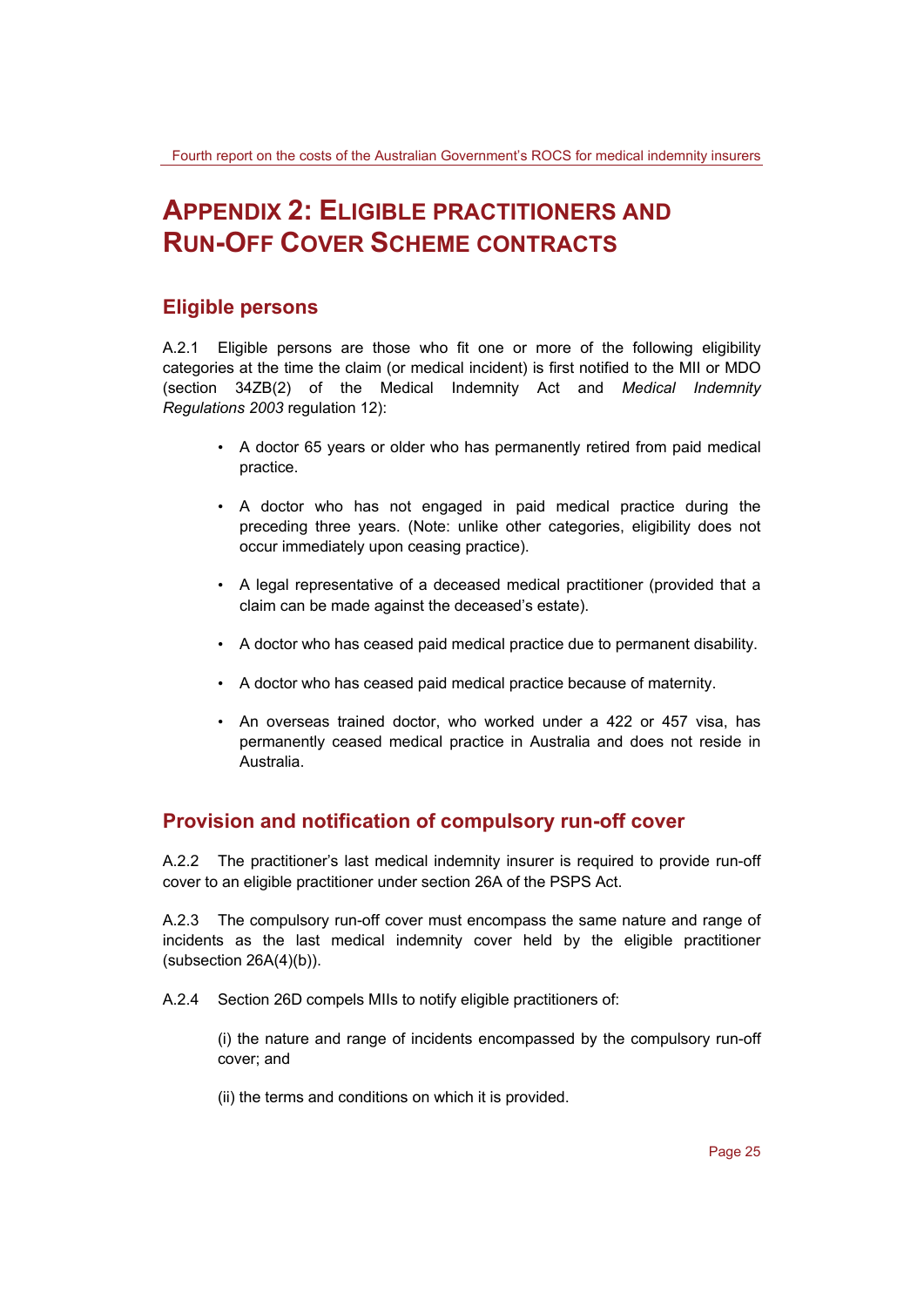# Appendix 2: Eligible practitioners and Run-Off Cover Scheme contracts

## Eligible persons

A.2.1 Eligible persons are those who fit one or more of the following eligibility categories at the time the claim (or medical incident) is first notified to the MII or MDO (section 34ZB(2) of the Medical Indemnity Act and *Medical Indemnity Regulations 2003* regulation 12):

- A doctor 65 years or older who has permanently retired from paid medical practice.
- A doctor who has not engaged in paid medical practice during the preceding three years. (Note: unlike other categories, eligibility does not occur immediately upon ceasing practice).
- A legal representative of a deceased medical practitioner (provided that a claim can be made against the deceased's estate).
- A doctor who has ceased paid medical practice due to permanent disability.
- A doctor who has ceased paid medical practice because of maternity.
- An overseas trained doctor, who worked under a 422 or 457 visa, has permanently ceased medical practice in Australia and does not reside in Australia.

## Provision and notification of compulsory run-off cover

A.2.2 The practitioner's last medical indemnity insurer is required to provide run-off cover to an eligible practitioner under section 26A of the PSPS Act.

A.2.3 The compulsory run-off cover must encompass the same nature and range of incidents as the last medical indemnity cover held by the eligible practitioner (subsection 26A(4)(b)).

A.2.4 Section 26D compels MIIs to notify eligible practitioners of:

(i) the nature and range of incidents encompassed by the compulsory run-off cover; and

(ii) the terms and conditions on which it is provided.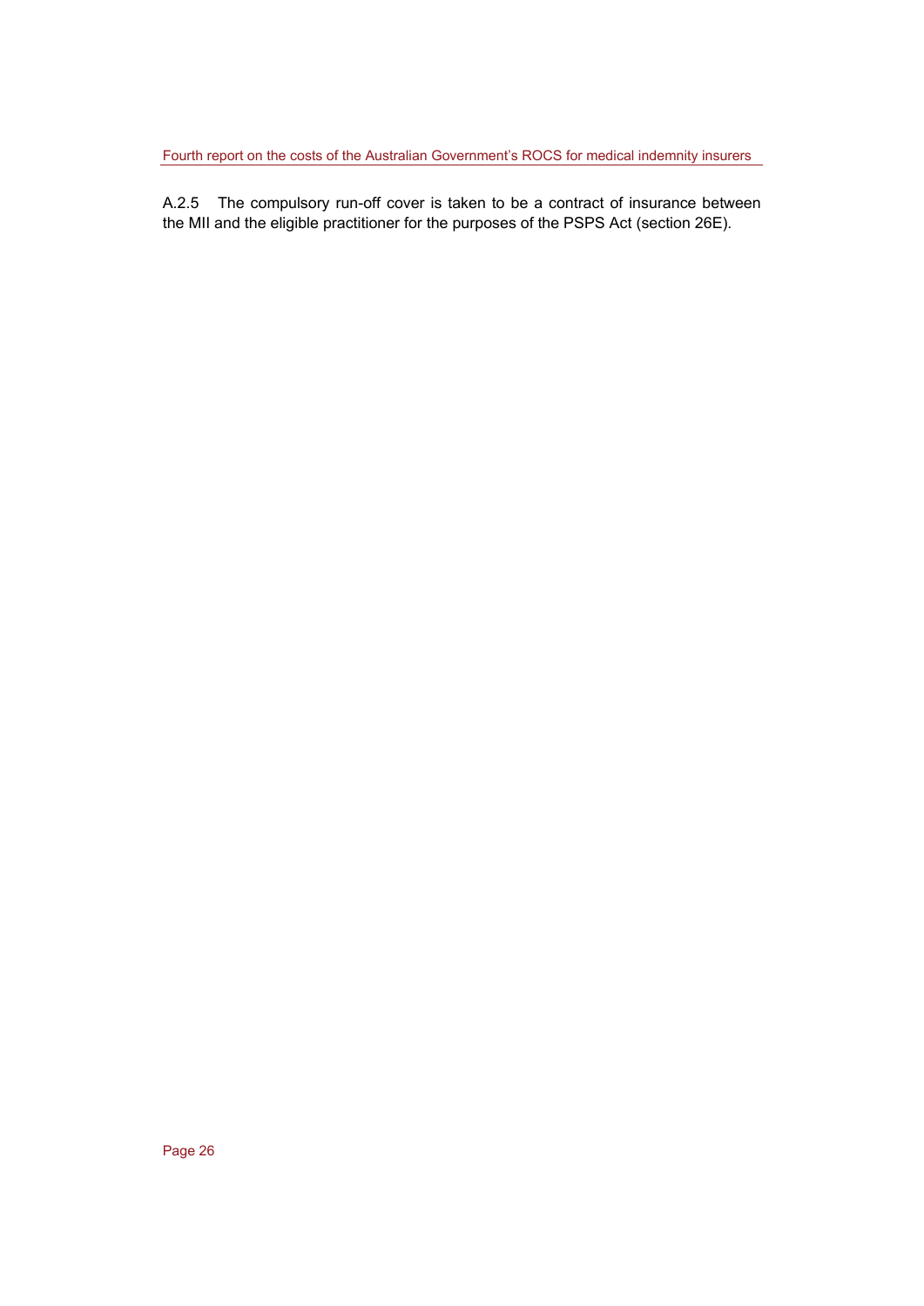A.2.5 The compulsory run-off cover is taken to be a contract of insurance between the MII and the eligible practitioner for the purposes of the PSPS Act (section 26E).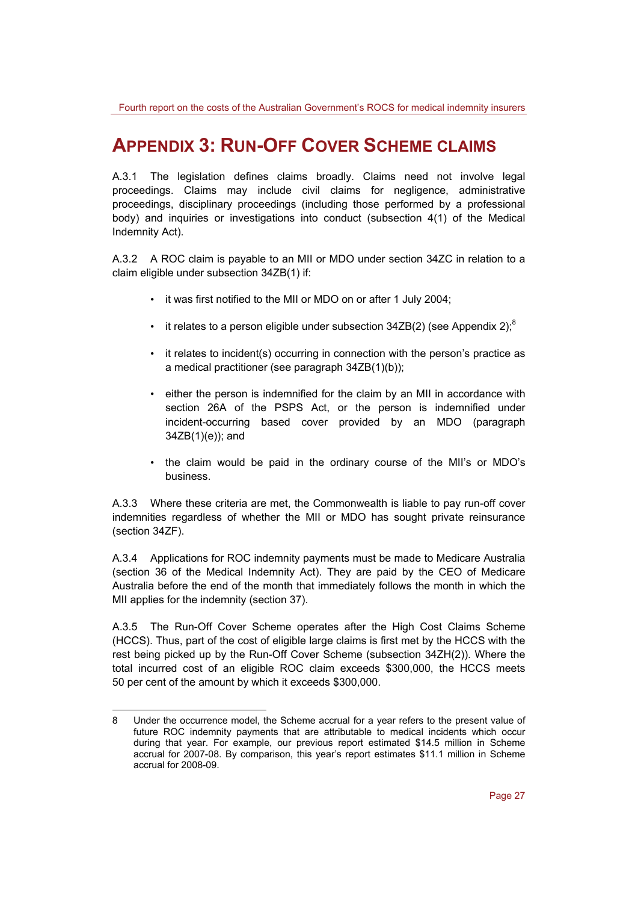# APPENDIX 3: RUN-OFF COVER SCHEME CLAIMS

A.3.1 The legislation defines claims broadly. Claims need not involve legal proceedings. Claims may include civil claims for negligence, administrative proceedings, disciplinary proceedings (including those performed by a professional body) and inquiries or investigations into conduct (subsection 4(1) of the Medical Indemnity Act).

A.3.2 A ROC claim is payable to an MII or MDO under section 34ZC in relation to a claim eligible under subsection 34ZB(1) if:

- it was first notified to the MII or MDO on or after 1 July 2004;
- it relates to a person eligible under subsection 34ZB(2) (see Appendix 2);[8]
- it relates to incident(s) occurring in connection with the person's practice as a medical practitioner (see paragraph 34ZB(1)(b));
- either the person is indemnified for the claim by an MII in accordance with section 26A of the PSPS Act, or the person is indemnified under incident-occurring based cover provided by an MDO (paragraph 34ZB(1)(e)); and
- the claim would be paid in the ordinary course of the MII's or MDO's business.

A.3.3 Where these criteria are met, the Commonwealth is liable to pay run-off cover indemnities regardless of whether the MII or MDO has sought private reinsurance (section 34ZF).

A.3.4 Applications for ROC indemnity payments must be made to Medicare Australia (section 36 of the Medical Indemnity Act). They are paid by the CEO of Medicare Australia before the end of the month that immediately follows the month in which the MII applies for the indemnity (section 37).

A.3.5 The Run-Off Cover Scheme operates after the High Cost Claims Scheme (HCCS). Thus, part of the cost of eligible large claims is first met by the HCCS with the rest being picked up by the Run-Off Cover Scheme (subsection 34ZH(2)). Where the total incurred cost of an eligible ROC claim exceeds $300,000, the HCCS meets 50 per cent of the amount by which it exceeds $300,000.

---

8 Under the occurrence model, the Scheme accrual for a year refers to the present value of future ROC indemnity payments that are attributable to medical incidents which occur during that year. For example, our previous report estimated $14.5 million in Scheme accrual for 2007-08. By comparison, this year's report estimates $11.1 million in Scheme accrual for 2008-09.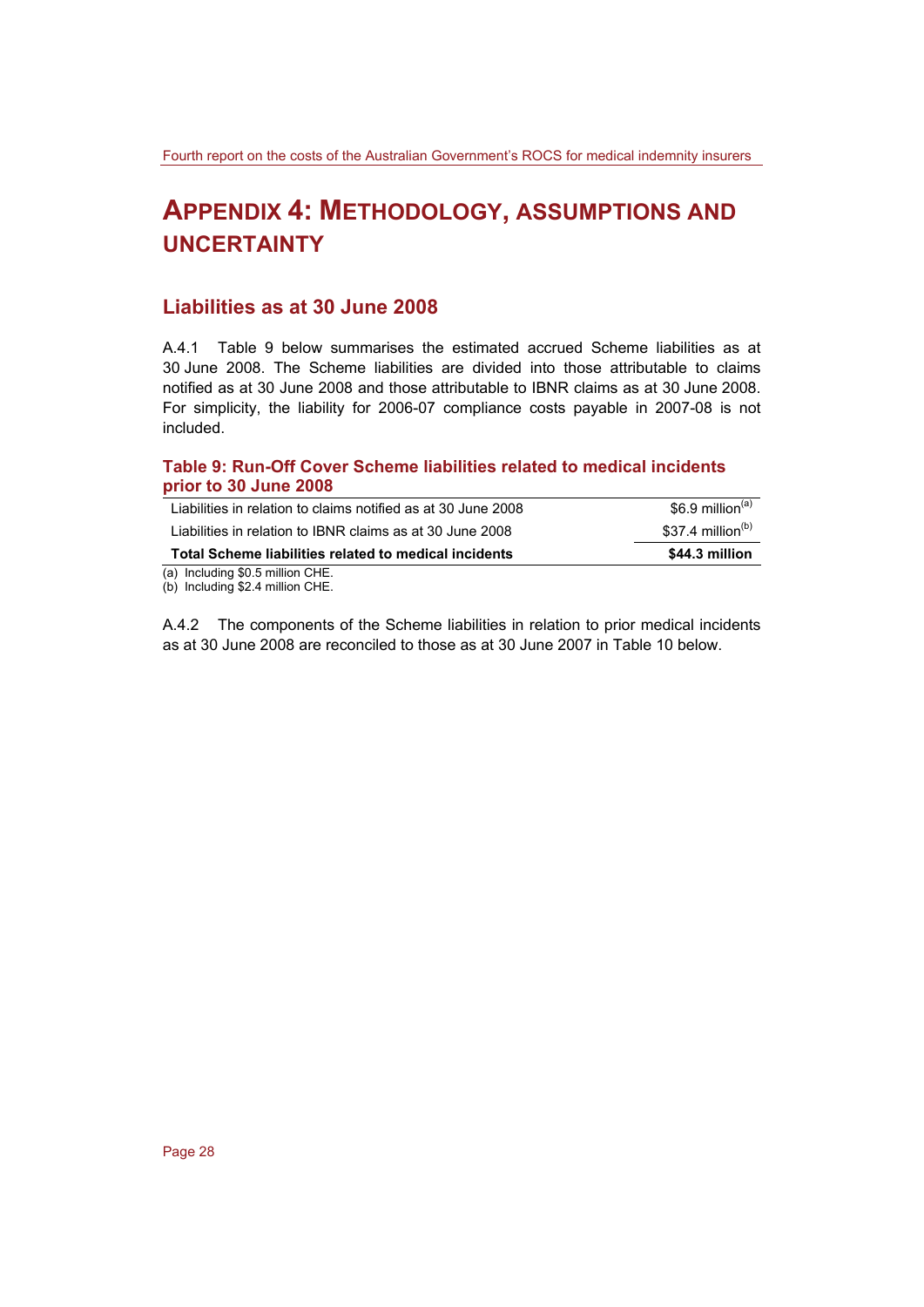# APPENDIX 4: METHODOLOGY, ASSUMPTIONS AND UNCERTAINTY

## Liabilities as at 30 June 2008

A.4.1 Table 9 below summarises the estimated accrued Scheme liabilities as at 30 June 2008. The Scheme liabilities are divided into those attributable to claims notified as at 30 June 2008 and those attributable to IBNR claims as at 30 June 2008. For simplicity, the liability for 2006-07 compliance costs payable in 2007-08 is not included.

### Table 9: Run-Off Cover Scheme liabilities related to medical incidents prior to 30 June 2008

| | |
|---|---|
| Liabilities in relation to claims notified as at 30 June 2008 | $6.9 million[a] |
| Liabilities in relation to IBNR claims as at 30 June 2008 | $37.4 million[b] |
| **Total Scheme liabilities related to medical incidents** | **$44.3 million** |

(a) Including $0.5 million CHE.
(b) Including $2.4 million CHE.

A.4.2 The components of the Scheme liabilities in relation to prior medical incidents as at 30 June 2008 are reconciled to those as at 30 June 2007 in Table 10 below.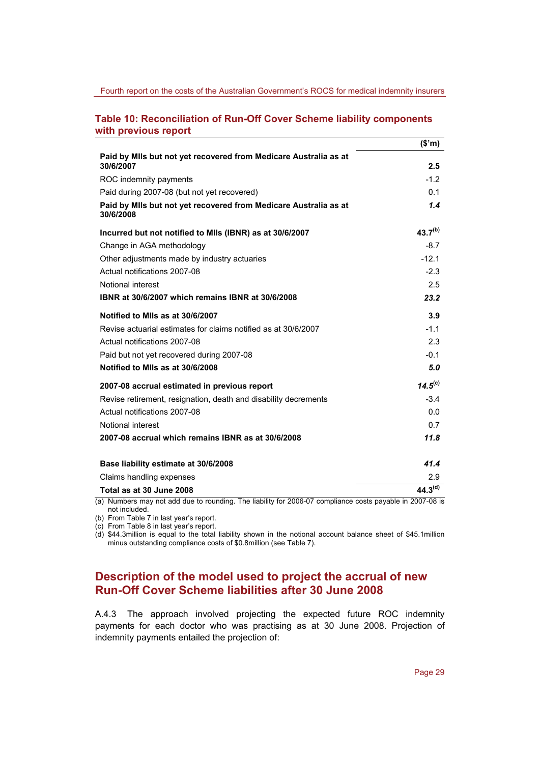### Table 10: Reconciliation of Run-Off Cover Scheme liability components with previous report

| | ($'m) |
|---|---|
| **Paid by MIIs but not yet recovered from Medicare Australia as at 30/6/2007** | **2.5** |
| ROC indemnity payments | -1.2 |
| Paid during 2007-08 (but not yet recovered) | 0.1 |
| **Paid by MIIs but not yet recovered from Medicare Australia as at 30/6/2008** | ***1.4*** |
| **Incurred but not notified to MIIs (IBNR) as at 30/6/2007** | **43.7[(b)]** |
| Change in AGA methodology | -8.7 |
| Other adjustments made by industry actuaries | -12.1 |
| Actual notifications 2007-08 | -2.3 |
| Notional interest | 2.5 |
| **IBNR at 30/6/2007 which remains IBNR at 30/6/2008** | ***23.2*** |
| **Notified to MIIs as at 30/6/2007** | **3.9** |
| Revise actuarial estimates for claims notified as at 30/6/2007 | -1.1 |
| Actual notifications 2007-08 | 2.3 |
| Paid but not yet recovered during 2007-08 | -0.1 |
| **Notified to MIIs as at 30/6/2008** | ***5.0*** |
| **2007-08 accrual estimated in previous report** | ***14.5[(c)]*** |
| Revise retirement, resignation, death and disability decrements | -3.4 |
| Actual notifications 2007-08 | 0.0 |
| Notional interest | 0.7 |
| **2007-08 accrual which remains IBNR as at 30/6/2008** | ***11.8*** |
| **Base liability estimate at 30/6/2008** | ***41.4*** |
| Claims handling expenses | 2.9 |
| **Total as at 30 June 2008** | **44.3[(d)]** |

(a) Numbers may not add due to rounding. The liability for 2006-07 compliance costs payable in 2007-08 is not included.
(b) From Table 7 in last year's report.
(c) From Table 8 in last year's report.
(d) $44.3million is equal to the total liability shown in the notional account balance sheet of $45.1million minus outstanding compliance costs of $0.8million (see Table 7).

## Description of the model used to project the accrual of new Run-Off Cover Scheme liabilities after 30 June 2008

A.4.3 The approach involved projecting the expected future ROC indemnity payments for each doctor who was practising as at 30 June 2008. Projection of indemnity payments entailed the projection of: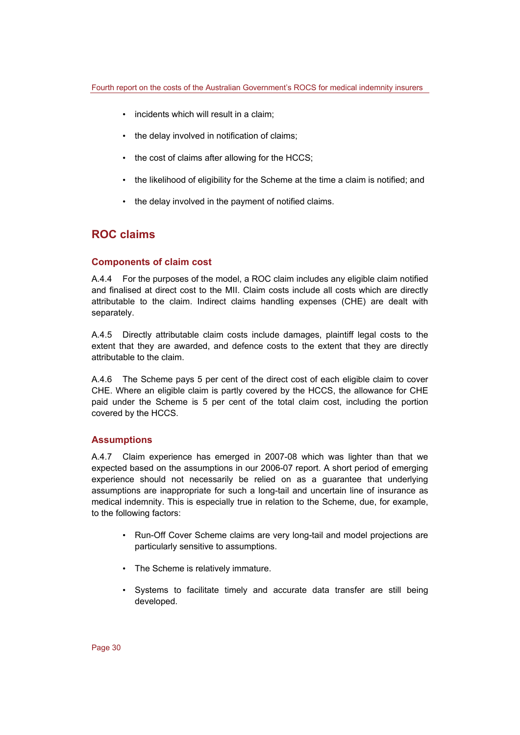- incidents which will result in a claim;
- the delay involved in notification of claims;
- the cost of claims after allowing for the HCCS;
- the likelihood of eligibility for the Scheme at the time a claim is notified; and
- the delay involved in the payment of notified claims.

## ROC claims

### Components of claim cost

A.4.4 For the purposes of the model, a ROC claim includes any eligible claim notified and finalised at direct cost to the MII. Claim costs include all costs which are directly attributable to the claim. Indirect claims handling expenses (CHE) are dealt with separately.

A.4.5 Directly attributable claim costs include damages, plaintiff legal costs to the extent that they are awarded, and defence costs to the extent that they are directly attributable to the claim.

A.4.6 The Scheme pays 5 per cent of the direct cost of each eligible claim to cover CHE. Where an eligible claim is partly covered by the HCCS, the allowance for CHE paid under the Scheme is 5 per cent of the total claim cost, including the portion covered by the HCCS.

### Assumptions

A.4.7 Claim experience has emerged in 2007-08 which was lighter than that we expected based on the assumptions in our 2006-07 report. A short period of emerging experience should not necessarily be relied on as a guarantee that underlying assumptions are inappropriate for such a long-tail and uncertain line of insurance as medical indemnity. This is especially true in relation to the Scheme, due, for example, to the following factors:

- Run-Off Cover Scheme claims are very long-tail and model projections are particularly sensitive to assumptions.
- The Scheme is relatively immature.
- Systems to facilitate timely and accurate data transfer are still being developed.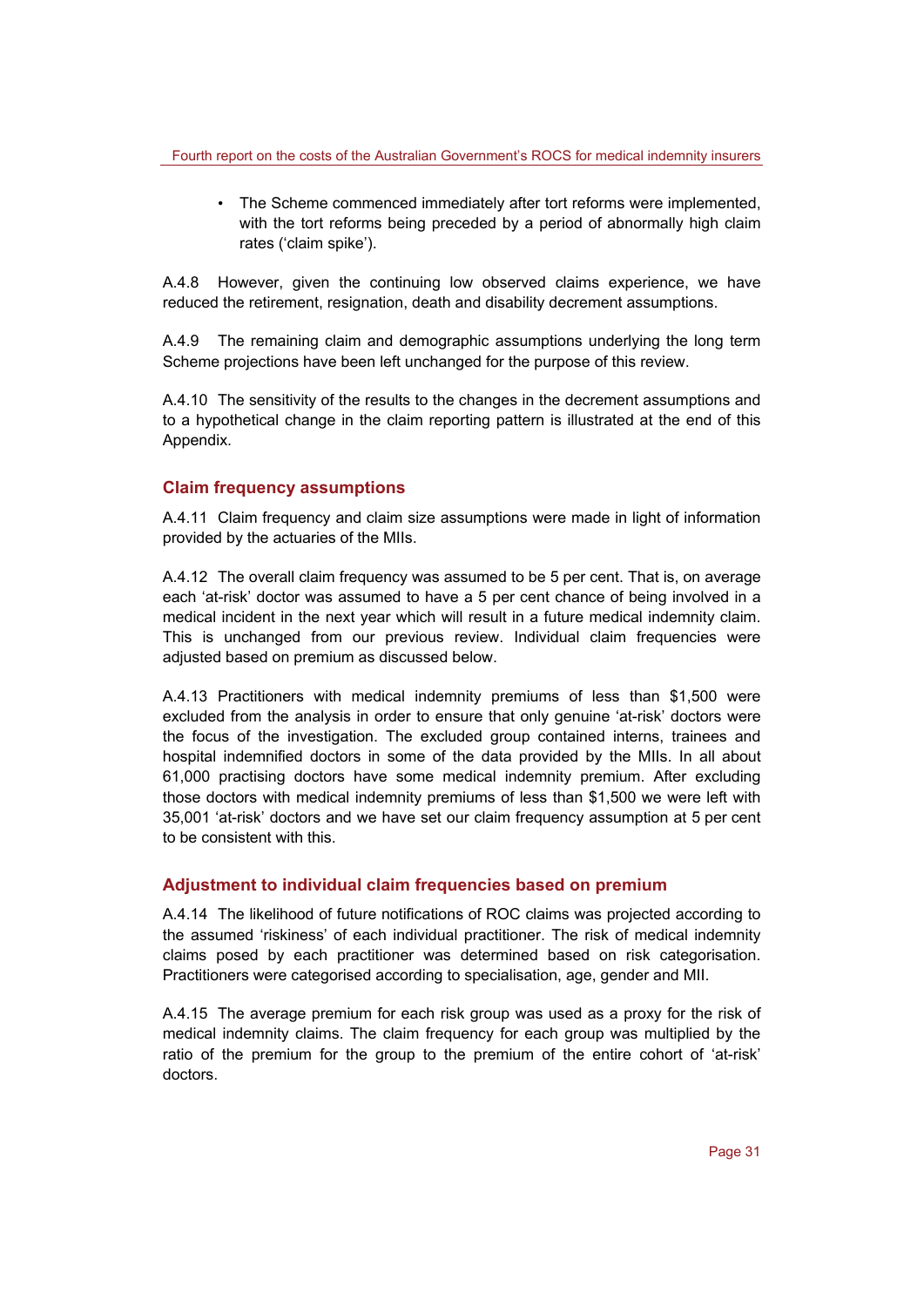- The Scheme commenced immediately after tort reforms were implemented, with the tort reforms being preceded by a period of abnormally high claim rates ('claim spike').

A.4.8 However, given the continuing low observed claims experience, we have reduced the retirement, resignation, death and disability decrement assumptions.

A.4.9 The remaining claim and demographic assumptions underlying the long term Scheme projections have been left unchanged for the purpose of this review.

A.4.10 The sensitivity of the results to the changes in the decrement assumptions and to a hypothetical change in the claim reporting pattern is illustrated at the end of this Appendix.

### Claim frequency assumptions

A.4.11 Claim frequency and claim size assumptions were made in light of information provided by the actuaries of the MIIs.

A.4.12 The overall claim frequency was assumed to be 5 per cent. That is, on average each 'at-risk' doctor was assumed to have a 5 per cent chance of being involved in a medical incident in the next year which will result in a future medical indemnity claim. This is unchanged from our previous review. Individual claim frequencies were adjusted based on premium as discussed below.

A.4.13 Practitioners with medical indemnity premiums of less than $1,500 were excluded from the analysis in order to ensure that only genuine 'at-risk' doctors were the focus of the investigation. The excluded group contained interns, trainees and hospital indemnified doctors in some of the data provided by the MIIs. In all about 61,000 practising doctors have some medical indemnity premium. After excluding those doctors with medical indemnity premiums of less than $1,500 we were left with 35,001 'at-risk' doctors and we have set our claim frequency assumption at 5 per cent to be consistent with this.

### Adjustment to individual claim frequencies based on premium

A.4.14 The likelihood of future notifications of ROC claims was projected according to the assumed 'riskiness' of each individual practitioner. The risk of medical indemnity claims posed by each practitioner was determined based on risk categorisation. Practitioners were categorised according to specialisation, age, gender and MII.

A.4.15 The average premium for each risk group was used as a proxy for the risk of medical indemnity claims. The claim frequency for each group was multiplied by the ratio of the premium for the group to the premium of the entire cohort of 'at-risk' doctors.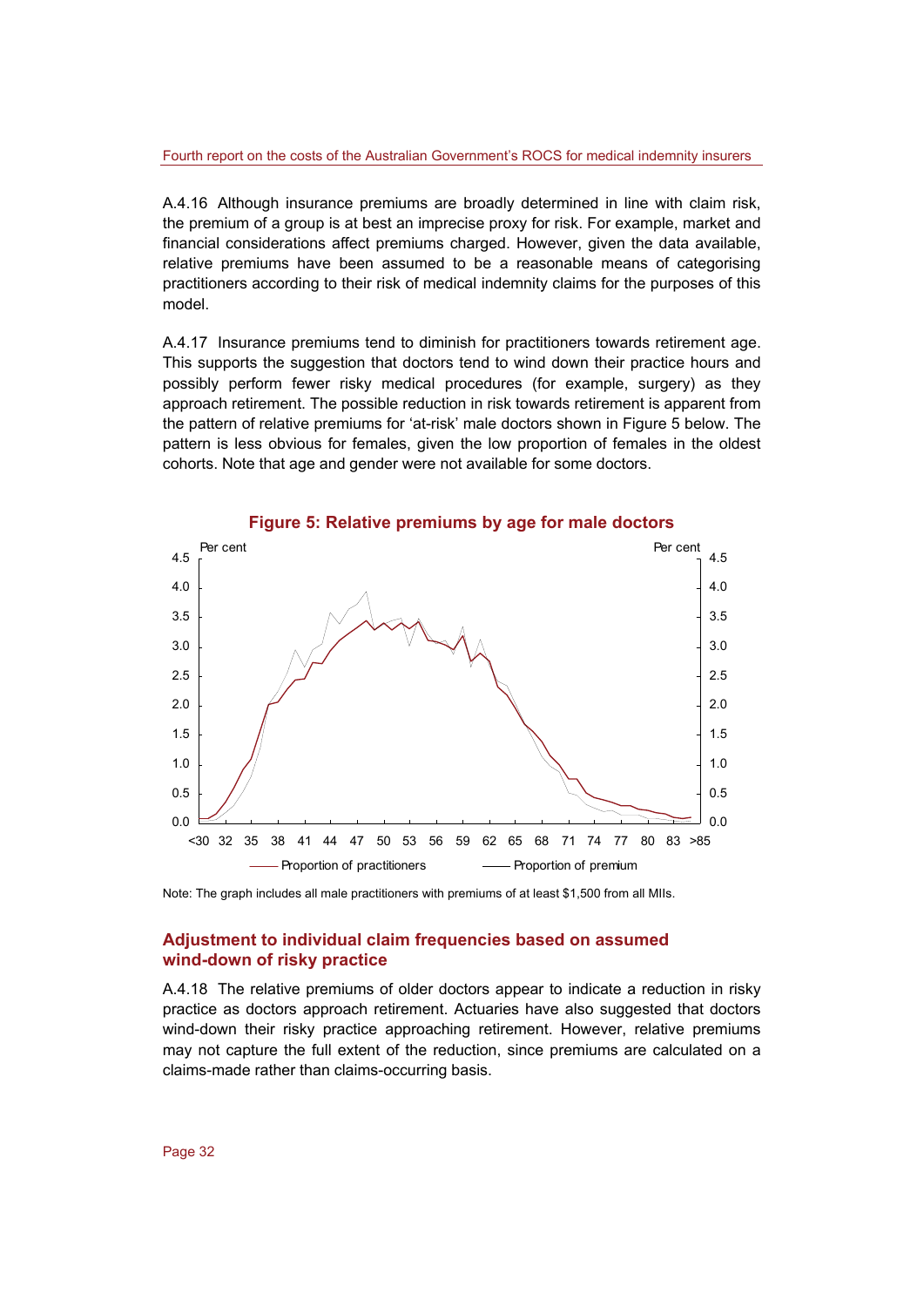A.4.16 Although insurance premiums are broadly determined in line with claim risk, the premium of a group is at best an imprecise proxy for risk. For example, market and financial considerations affect premiums charged. However, given the data available, relative premiums have been assumed to be a reasonable means of categorising practitioners according to their risk of medical indemnity claims for the purposes of this model.

A.4.17 Insurance premiums tend to diminish for practitioners towards retirement age. This supports the suggestion that doctors tend to wind down their practice hours and possibly perform fewer risky medical procedures (for example, surgery) as they approach retirement. The possible reduction in risk towards retirement is apparent from the pattern of relative premiums for 'at-risk' male doctors shown in Figure 5 below. The pattern is less obvious for females, given the low proportion of females in the oldest cohorts. Note that age and gender were not available for some doctors.

**Figure 5: Relative premiums by age for male doctors**

Note: The graph includes all male practitioners with premiums of at least $1,500 from all MIIs.

## Adjustment to individual claim frequencies based on assumed wind-down of risky practice

A.4.18 The relative premiums of older doctors appear to indicate a reduction in risky practice as doctors approach retirement. Actuaries have also suggested that doctors wind-down their risky practice approaching retirement. However, relative premiums may not capture the full extent of the reduction, since premiums are calculated on a claims-made rather than claims-occurring basis.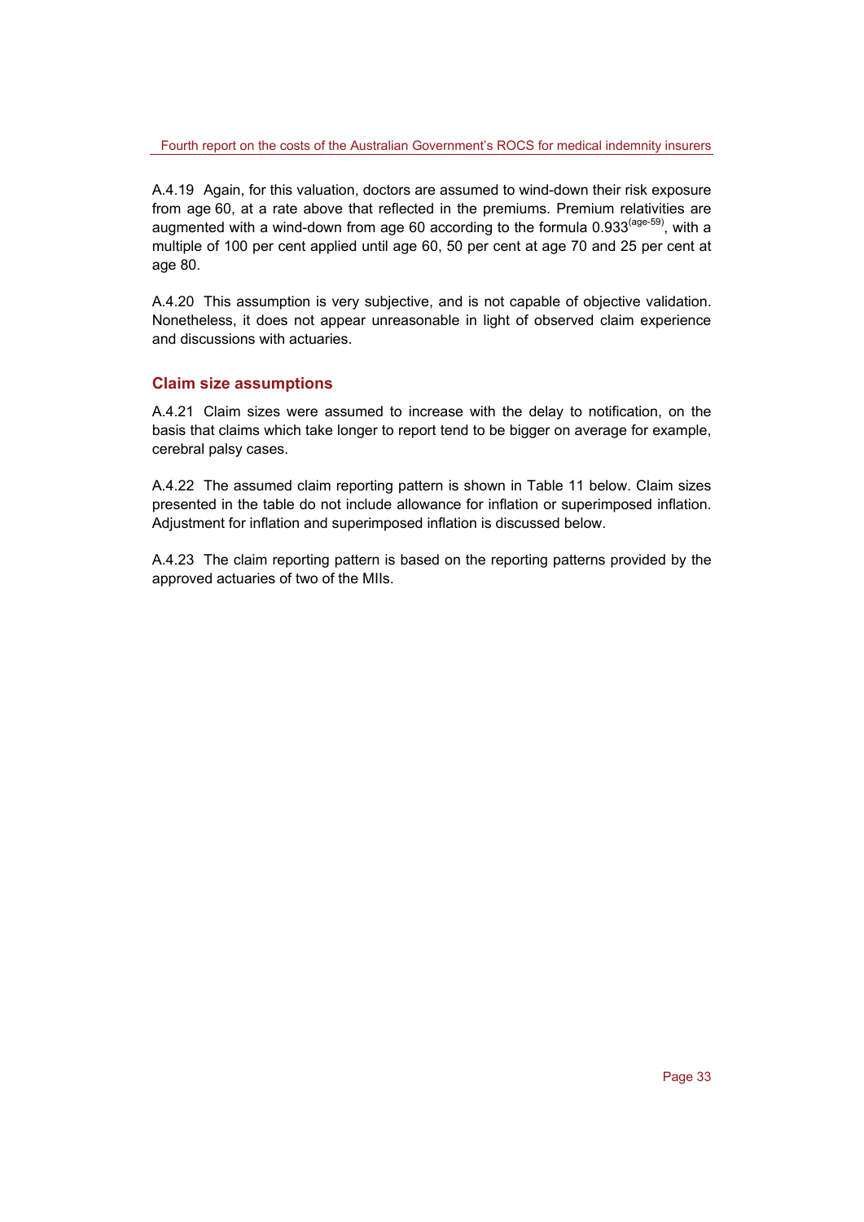A.4.19 Again, for this valuation, doctors are assumed to wind-down their risk exposure from age 60, at a rate above that reflected in the premiums. Premium relativities are augmented with a wind-down from age 60 according to the formula $0.933^{(age-59)}$, with a multiple of 100 per cent applied until age 60, 50 per cent at age 70 and 25 per cent at age 80.

A.4.20 This assumption is very subjective, and is not capable of objective validation. Nonetheless, it does not appear unreasonable in light of observed claim experience and discussions with actuaries.

## Claim size assumptions

A.4.21 Claim sizes were assumed to increase with the delay to notification, on the basis that claims which take longer to report tend to be bigger on average for example, cerebral palsy cases.

A.4.22 The assumed claim reporting pattern is shown in Table 11 below. Claim sizes presented in the table do not include allowance for inflation or superimposed inflation. Adjustment for inflation and superimposed inflation is discussed below.

A.4.23 The claim reporting pattern is based on the reporting patterns provided by the approved actuaries of two of the MIIs.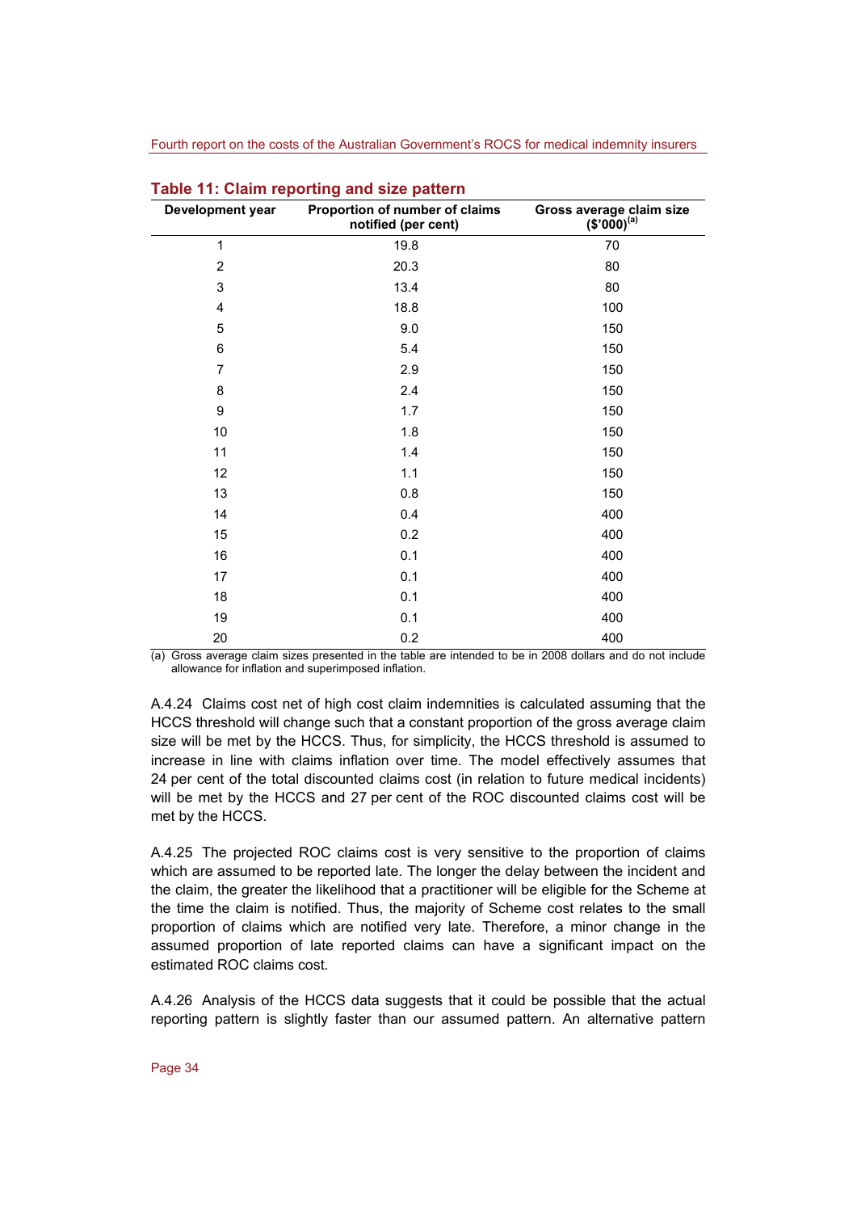**Table 11: Claim reporting and size pattern**

| Development year | Proportion of number of claims notified (per cent) | Gross average claim size ($'000)[(a)] |
|---|---|---|
| 1 | 19.8 | 70 |
| 2 | 20.3 | 80 |
| 3 | 13.4 | 80 |
| 4 | 18.8 | 100 |
| 5 | 9.0 | 150 |
| 6 | 5.4 | 150 |
| 7 | 2.9 | 150 |
| 8 | 2.4 | 150 |
| 9 | 1.7 | 150 |
| 10 | 1.8 | 150 |
| 11 | 1.4 | 150 |
| 12 | 1.1 | 150 |
| 13 | 0.8 | 150 |
| 14 | 0.4 | 400 |
| 15 | 0.2 | 400 |
| 16 | 0.1 | 400 |
| 17 | 0.1 | 400 |
| 18 | 0.1 | 400 |
| 19 | 0.1 | 400 |
| 20 | 0.2 | 400 |

(a) Gross average claim sizes presented in the table are intended to be in 2008 dollars and do not include allowance for inflation and superimposed inflation.

A.4.24 Claims cost net of high cost claim indemnities is calculated assuming that the HCCS threshold will change such that a constant proportion of the gross average claim size will be met by the HCCS. Thus, for simplicity, the HCCS threshold is assumed to increase in line with claims inflation over time. The model effectively assumes that 24 per cent of the total discounted claims cost (in relation to future medical incidents) will be met by the HCCS and 27 per cent of the ROC discounted claims cost will be met by the HCCS.

A.4.25 The projected ROC claims cost is very sensitive to the proportion of claims which are assumed to be reported late. The longer the delay between the incident and the claim, the greater the likelihood that a practitioner will be eligible for the Scheme at the time the claim is notified. Thus, the majority of Scheme cost relates to the small proportion of claims which are notified very late. Therefore, a minor change in the assumed proportion of late reported claims can have a significant impact on the estimated ROC claims cost.

A.4.26 Analysis of the HCCS data suggests that it could be possible that the actual reporting pattern is slightly faster than our assumed pattern. An alternative pattern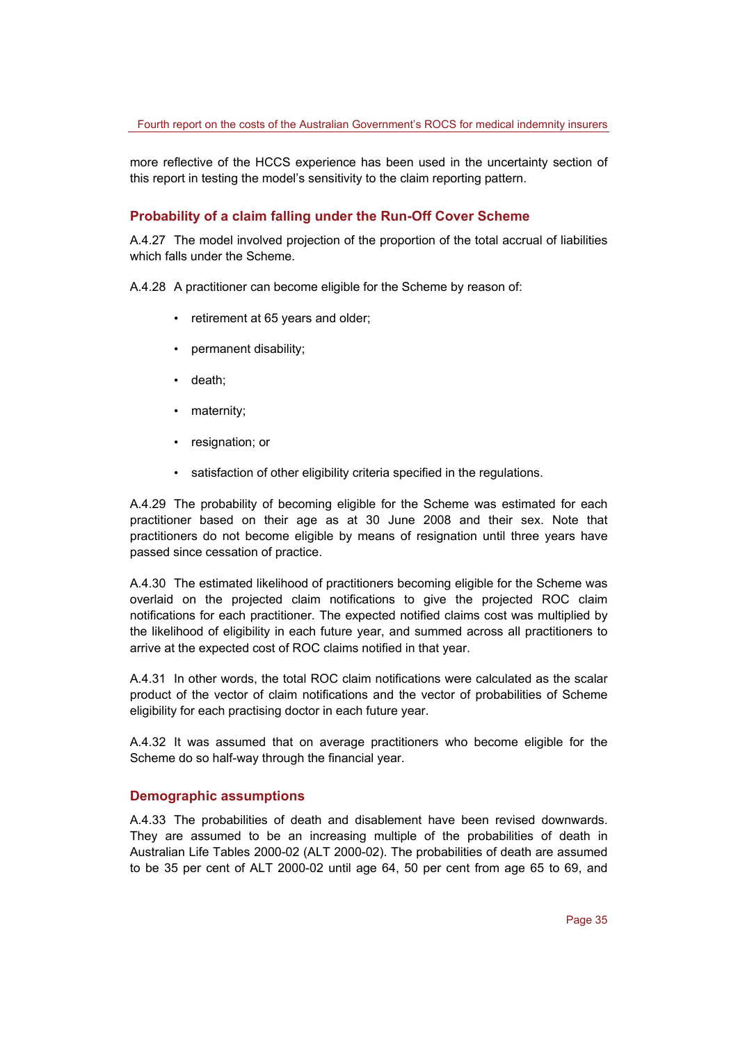more reflective of the HCCS experience has been used in the uncertainty section of this report in testing the model's sensitivity to the claim reporting pattern.

### Probability of a claim falling under the Run-Off Cover Scheme

A.4.27 The model involved projection of the proportion of the total accrual of liabilities which falls under the Scheme.

A.4.28 A practitioner can become eligible for the Scheme by reason of:

- retirement at 65 years and older;
- permanent disability;
- death;
- maternity;
- resignation; or
- satisfaction of other eligibility criteria specified in the regulations.

A.4.29 The probability of becoming eligible for the Scheme was estimated for each practitioner based on their age as at 30 June 2008 and their sex. Note that practitioners do not become eligible by means of resignation until three years have passed since cessation of practice.

A.4.30 The estimated likelihood of practitioners becoming eligible for the Scheme was overlaid on the projected claim notifications to give the projected ROC claim notifications for each practitioner. The expected notified claims cost was multiplied by the likelihood of eligibility in each future year, and summed across all practitioners to arrive at the expected cost of ROC claims notified in that year.

A.4.31 In other words, the total ROC claim notifications were calculated as the scalar product of the vector of claim notifications and the vector of probabilities of Scheme eligibility for each practising doctor in each future year.

A.4.32 It was assumed that on average practitioners who become eligible for the Scheme do so half-way through the financial year.

### Demographic assumptions

A.4.33 The probabilities of death and disablement have been revised downwards. They are assumed to be an increasing multiple of the probabilities of death in Australian Life Tables 2000-02 (ALT 2000-02). The probabilities of death are assumed to be 35 per cent of ALT 2000-02 until age 64, 50 per cent from age 65 to 69, and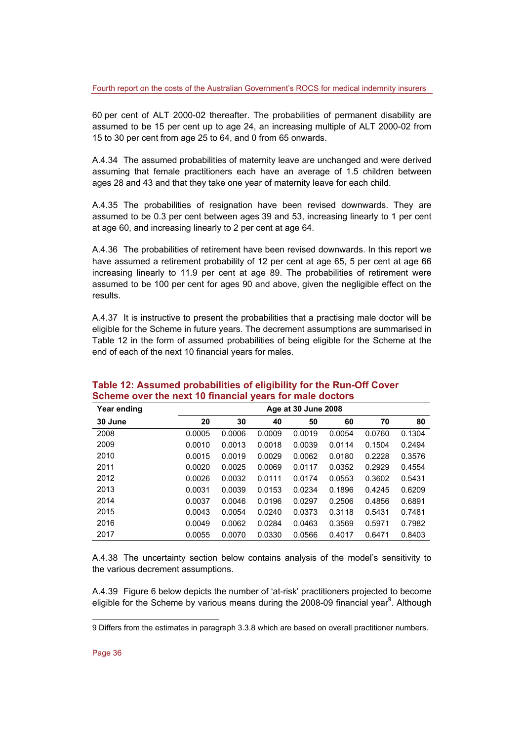60 per cent of ALT 2000-02 thereafter. The probabilities of permanent disability are assumed to be 15 per cent up to age 24, an increasing multiple of ALT 2000-02 from 15 to 30 per cent from age 25 to 64, and 0 from 65 onwards.

A.4.34 The assumed probabilities of maternity leave are unchanged and were derived assuming that female practitioners each have an average of 1.5 children between ages 28 and 43 and that they take one year of maternity leave for each child.

A.4.35 The probabilities of resignation have been revised downwards. They are assumed to be 0.3 per cent between ages 39 and 53, increasing linearly to 1 per cent at age 60, and increasing linearly to 2 per cent at age 64.

A.4.36 The probabilities of retirement have been revised downwards. In this report we have assumed a retirement probability of 12 per cent at age 65, 5 per cent at age 66 increasing linearly to 11.9 per cent at age 89. The probabilities of retirement were assumed to be 100 per cent for ages 90 and above, given the negligible effect on the results.

A.4.37 It is instructive to present the probabilities that a practising male doctor will be eligible for the Scheme in future years. The decrement assumptions are summarised in Table 12 in the form of assumed probabilities of being eligible for the Scheme at the end of each of the next 10 financial years for males.

**Table 12: Assumed probabilities of eligibility for the Run-Off Cover Scheme over the next 10 financial years for male doctors**

| Year ending | Age at 30 June 2008 | | | | | | |
|---|---|---|---|---|---|---|---|
| **30 June** | **20** | **30** | **40** | **50** | **60** | **70** | **80** |
| 2008 | 0.0005 | 0.0006 | 0.0009 | 0.0019 | 0.0054 | 0.0760 | 0.1304 |
| 2009 | 0.0010 | 0.0013 | 0.0018 | 0.0039 | 0.0114 | 0.1504 | 0.2494 |
| 2010 | 0.0015 | 0.0019 | 0.0029 | 0.0062 | 0.0180 | 0.2228 | 0.3576 |
| 2011 | 0.0020 | 0.0025 | 0.0069 | 0.0117 | 0.0352 | 0.2929 | 0.4554 |
| 2012 | 0.0026 | 0.0032 | 0.0111 | 0.0174 | 0.0553 | 0.3602 | 0.5431 |
| 2013 | 0.0031 | 0.0039 | 0.0153 | 0.0234 | 0.1896 | 0.4245 | 0.6209 |
| 2014 | 0.0037 | 0.0046 | 0.0196 | 0.0297 | 0.2506 | 0.4856 | 0.6891 |
| 2015 | 0.0043 | 0.0054 | 0.0240 | 0.0373 | 0.3118 | 0.5431 | 0.7481 |
| 2016 | 0.0049 | 0.0062 | 0.0284 | 0.0463 | 0.3569 | 0.5971 | 0.7982 |
| 2017 | 0.0055 | 0.0070 | 0.0330 | 0.0566 | 0.4017 | 0.6471 | 0.8403 |

A.4.38 The uncertainty section below contains analysis of the model's sensitivity to the various decrement assumptions.

A.4.39 Figure 6 below depicts the number of 'at-risk' practitioners projected to become eligible for the Scheme by various means during the 2008-09 financial year[9]. Although

9 Differs from the estimates in paragraph 3.3.8 which are based on overall practitioner numbers.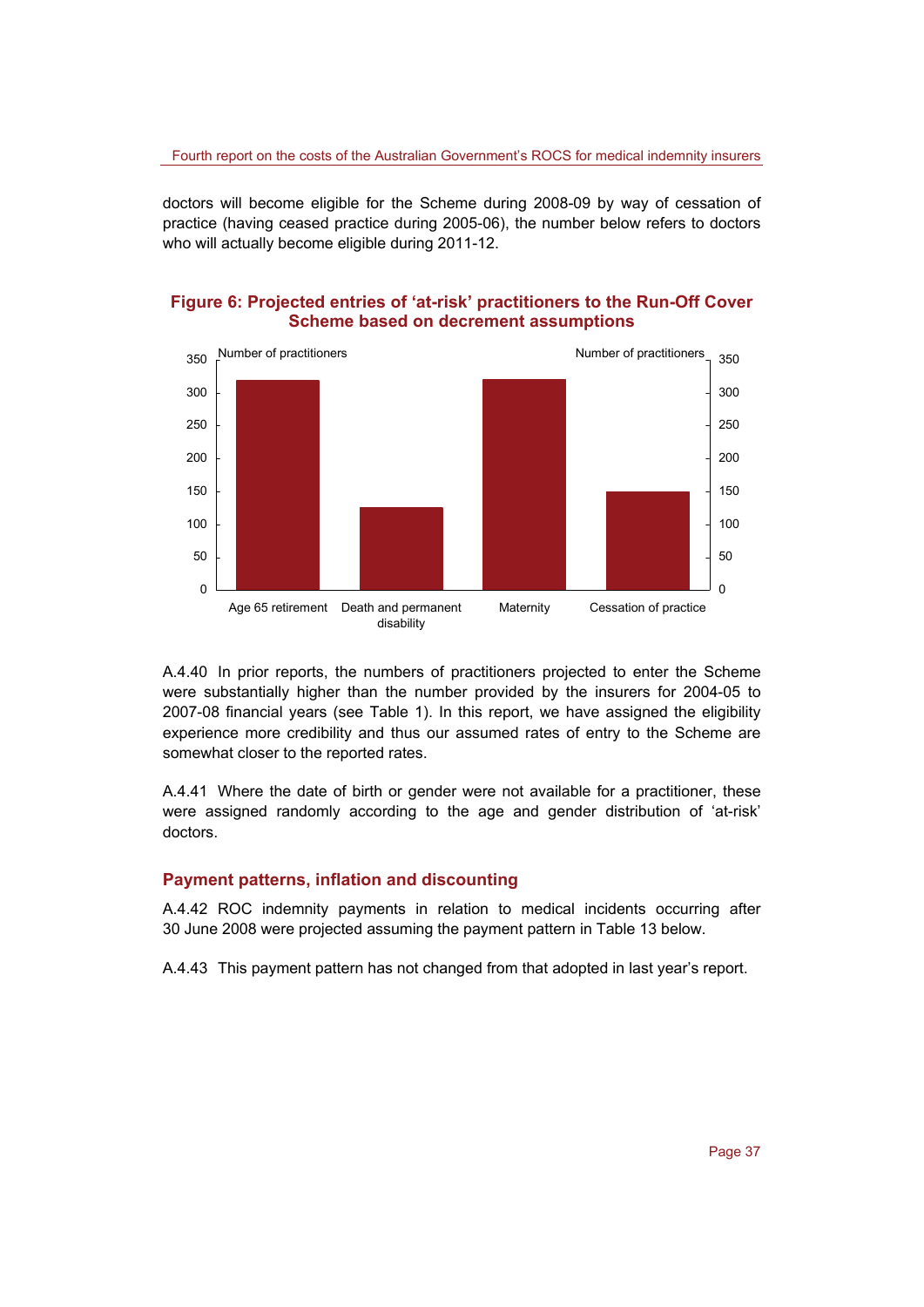doctors will become eligible for the Scheme during 2008-09 by way of cessation of practice (having ceased practice during 2005-06), the number below refers to doctors who will actually become eligible during 2011-12.

**Figure 6: Projected entries of 'at-risk' practitioners to the Run-Off Cover Scheme based on decrement assumptions**

A.4.40 In prior reports, the numbers of practitioners projected to enter the Scheme were substantially higher than the number provided by the insurers for 2004-05 to 2007-08 financial years (see Table 1). In this report, we have assigned the eligibility experience more credibility and thus our assumed rates of entry to the Scheme are somewhat closer to the reported rates.

A.4.41 Where the date of birth or gender were not available for a practitioner, these were assigned randomly according to the age and gender distribution of 'at-risk' doctors.

## Payment patterns, inflation and discounting

A.4.42 ROC indemnity payments in relation to medical incidents occurring after 30 June 2008 were projected assuming the payment pattern in Table 13 below.

A.4.43 This payment pattern has not changed from that adopted in last year's report.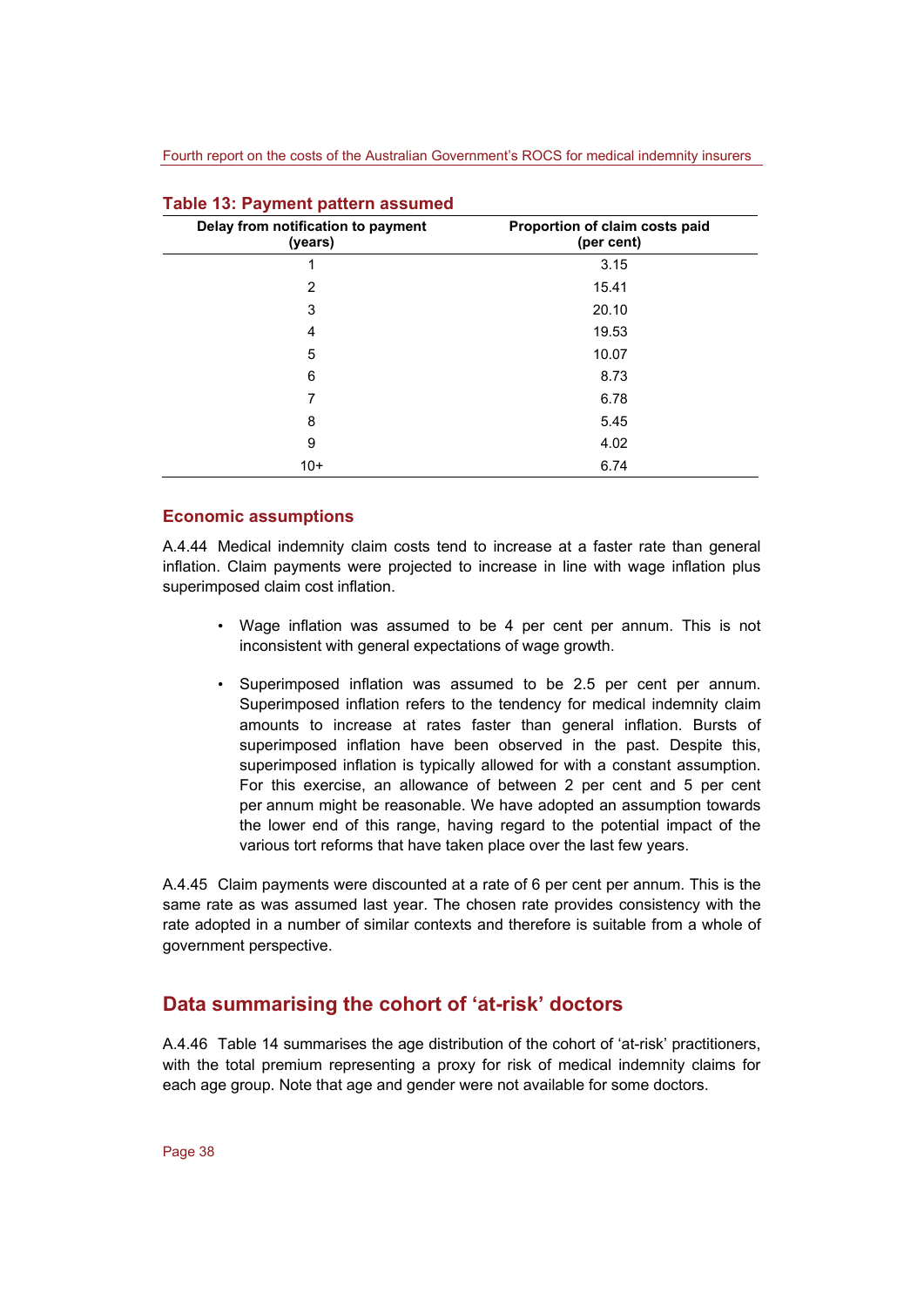**Table 13: Payment pattern assumed**

| Delay from notification to payment (years) | Proportion of claim costs paid (per cent) |
|---|---|
| 1 | 3.15 |
| 2 | 15.41 |
| 3 | 20.10 |
| 4 | 19.53 |
| 5 | 10.07 |
| 6 | 8.73 |
| 7 | 6.78 |
| 8 | 5.45 |
| 9 | 4.02 |
| 10+ | 6.74 |

### Economic assumptions

A.4.44 Medical indemnity claim costs tend to increase at a faster rate than general inflation. Claim payments were projected to increase in line with wage inflation plus superimposed claim cost inflation.

- Wage inflation was assumed to be 4 per cent per annum. This is not inconsistent with general expectations of wage growth.
- Superimposed inflation was assumed to be 2.5 per cent per annum. Superimposed inflation refers to the tendency for medical indemnity claim amounts to increase at rates faster than general inflation. Bursts of superimposed inflation have been observed in the past. Despite this, superimposed inflation is typically allowed for with a constant assumption. For this exercise, an allowance of between 2 per cent and 5 per cent per annum might be reasonable. We have adopted an assumption towards the lower end of this range, having regard to the potential impact of the various tort reforms that have taken place over the last few years.

A.4.45 Claim payments were discounted at a rate of 6 per cent per annum. This is the same rate as was assumed last year. The chosen rate provides consistency with the rate adopted in a number of similar contexts and therefore is suitable from a whole of government perspective.

## Data summarising the cohort of 'at-risk' doctors

A.4.46 Table 14 summarises the age distribution of the cohort of 'at-risk' practitioners, with the total premium representing a proxy for risk of medical indemnity claims for each age group. Note that age and gender were not available for some doctors.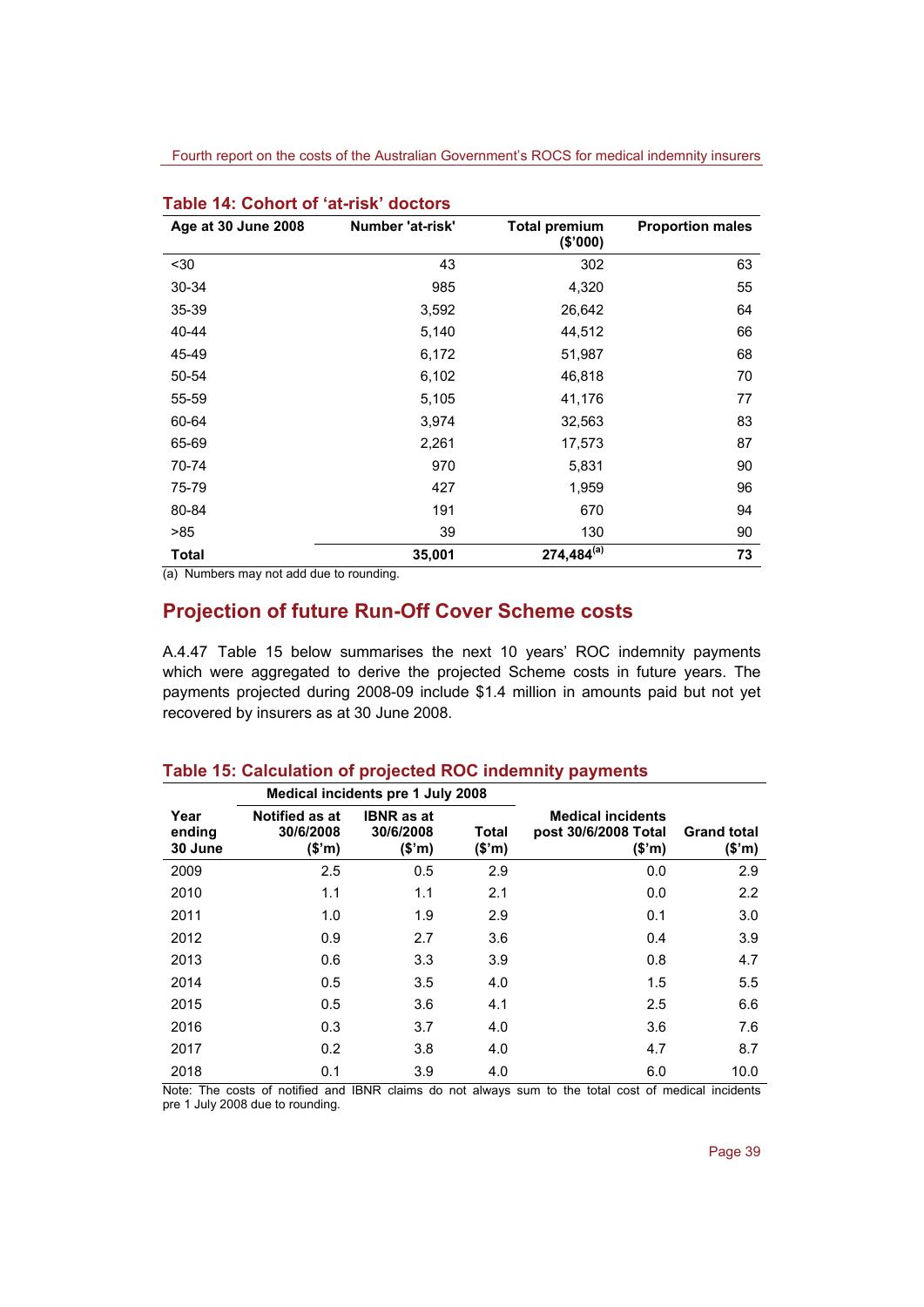### Table 14: Cohort of 'at-risk' doctors

| Age at 30 June 2008 | Number 'at-risk' | Total premium ($'000) | Proportion males |
|---|---|---|---|
| <30 | 43 | 302 | 63 |
| 30-34 | 985 | 4,320 | 55 |
| 35-39 | 3,592 | 26,642 | 64 |
| 40-44 | 5,140 | 44,512 | 66 |
| 45-49 | 6,172 | 51,987 | 68 |
| 50-54 | 6,102 | 46,818 | 70 |
| 55-59 | 5,105 | 41,176 | 77 |
| 60-64 | 3,974 | 32,563 | 83 |
| 65-69 | 2,261 | 17,573 | 87 |
| 70-74 | 970 | 5,831 | 90 |
| 75-79 | 427 | 1,959 | 96 |
| 80-84 | 191 | 670 | 94 |
| >85 | 39 | 130 | 90 |
| **Total** | **35,001** | **274,484[(a)]** | **73** |

(a) Numbers may not add due to rounding.

## Projection of future Run-Off Cover Scheme costs

A.4.47 Table 15 below summarises the next 10 years' ROC indemnity payments which were aggregated to derive the projected Scheme costs in future years. The payments projected during 2008-09 include $1.4 million in amounts paid but not yet recovered by insurers as at 30 June 2008.

### Table 15: Calculation of projected ROC indemnity payments

| | Medical incidents pre 1 July 2008 | | | | |
|---|---|---|---|---|---|
| Year ending 30 June | Notified as at 30/6/2008 ($'m) | IBNR as at 30/6/2008 ($'m) | Total ($'m) | Medical incidents post 30/6/2008 Total ($'m) | Grand total ($'m) |
| 2009 | 2.5 | 0.5 | 2.9 | 0.0 | 2.9 |
| 2010 | 1.1 | 1.1 | 2.1 | 0.0 | 2.2 |
| 2011 | 1.0 | 1.9 | 2.9 | 0.1 | 3.0 |
| 2012 | 0.9 | 2.7 | 3.6 | 0.4 | 3.9 |
| 2013 | 0.6 | 3.3 | 3.9 | 0.8 | 4.7 |
| 2014 | 0.5 | 3.5 | 4.0 | 1.5 | 5.5 |
| 2015 | 0.5 | 3.6 | 4.1 | 2.5 | 6.6 |
| 2016 | 0.3 | 3.7 | 4.0 | 3.6 | 7.6 |
| 2017 | 0.2 | 3.8 | 4.0 | 4.7 | 8.7 |
| 2018 | 0.1 | 3.9 | 4.0 | 6.0 | 10.0 |

Note: The costs of notified and IBNR claims do not always sum to the total cost of medical incidents pre 1 July 2008 due to rounding.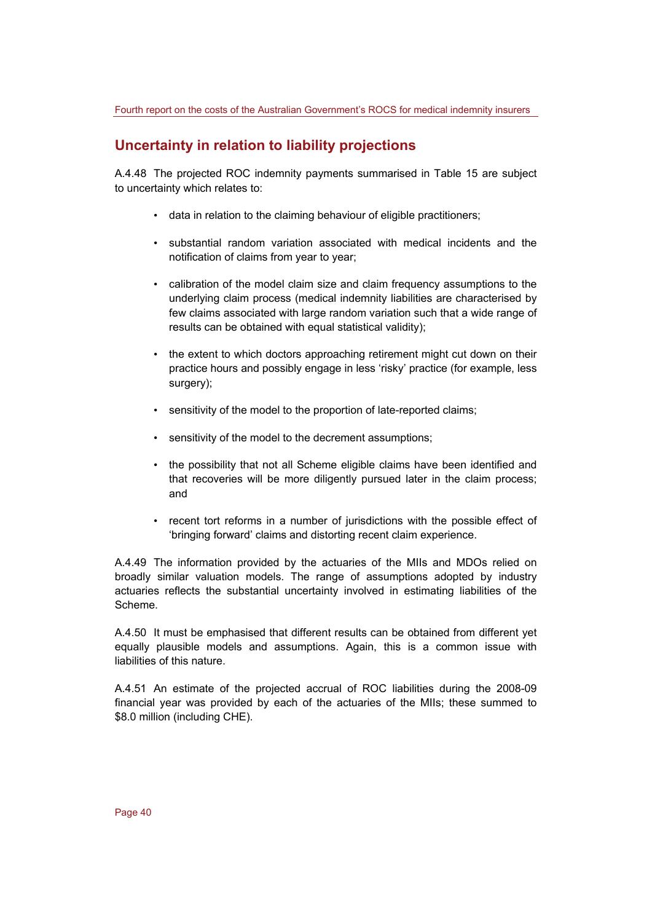## Uncertainty in relation to liability projections

A.4.48 The projected ROC indemnity payments summarised in Table 15 are subject to uncertainty which relates to:

- data in relation to the claiming behaviour of eligible practitioners;
- substantial random variation associated with medical incidents and the notification of claims from year to year;
- calibration of the model claim size and claim frequency assumptions to the underlying claim process (medical indemnity liabilities are characterised by few claims associated with large random variation such that a wide range of results can be obtained with equal statistical validity);
- the extent to which doctors approaching retirement might cut down on their practice hours and possibly engage in less 'risky' practice (for example, less surgery);
- sensitivity of the model to the proportion of late-reported claims;
- sensitivity of the model to the decrement assumptions;
- the possibility that not all Scheme eligible claims have been identified and that recoveries will be more diligently pursued later in the claim process; and
- recent tort reforms in a number of jurisdictions with the possible effect of 'bringing forward' claims and distorting recent claim experience.

A.4.49 The information provided by the actuaries of the MIIs and MDOs relied on broadly similar valuation models. The range of assumptions adopted by industry actuaries reflects the substantial uncertainty involved in estimating liabilities of the Scheme.

A.4.50 It must be emphasised that different results can be obtained from different yet equally plausible models and assumptions. Again, this is a common issue with liabilities of this nature.

A.4.51 An estimate of the projected accrual of ROC liabilities during the 2008-09 financial year was provided by each of the actuaries of the MIIs; these summed to $8.0 million (including CHE).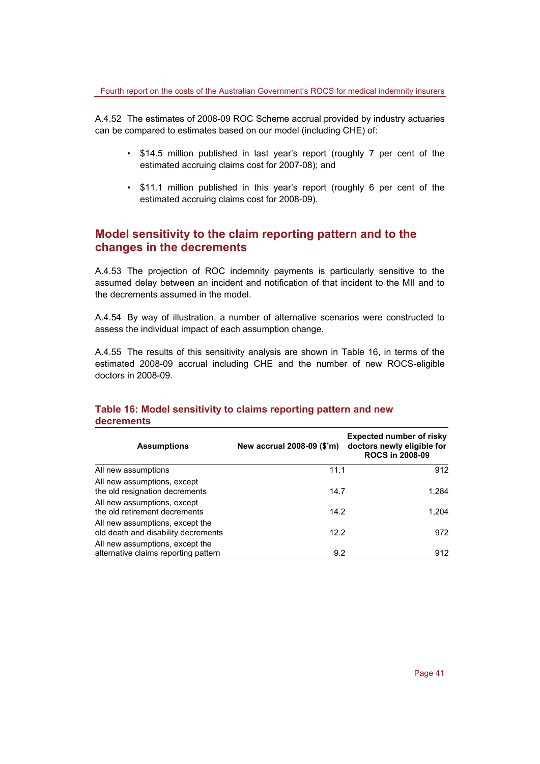A.4.52 The estimates of 2008-09 ROC Scheme accrual provided by industry actuaries can be compared to estimates based on our model (including CHE) of:

- $14.5 million published in last year's report (roughly 7 per cent of the estimated accruing claims cost for 2007-08); and
- $11.1 million published in this year's report (roughly 6 per cent of the estimated accruing claims cost for 2008-09).

## Model sensitivity to the claim reporting pattern and to the changes in the decrements

A.4.53 The projection of ROC indemnity payments is particularly sensitive to the assumed delay between an incident and notification of that incident to the MII and to the decrements assumed in the model.

A.4.54 By way of illustration, a number of alternative scenarios were constructed to assess the individual impact of each assumption change.

A.4.55 The results of this sensitivity analysis are shown in Table 16, in terms of the estimated 2008-09 accrual including CHE and the number of new ROCS-eligible doctors in 2008-09.

### Table 16: Model sensitivity to claims reporting pattern and new decrements

| Assumptions | New accrual 2008-09 ($'m) | Expected number of risky doctors newly eligible for ROCS in 2008-09 |
|---|---|---|
| All new assumptions | 11.1 | 912 |
| All new assumptions, except the old resignation decrements | 14.7 | 1,284 |
| All new assumptions, except the old retirement decrements | 14.2 | 1,204 |
| All new assumptions, except the old death and disability decrements | 12.2 | 972 |
| All new assumptions, except the alternative claims reporting pattern | 9.2 | 912 |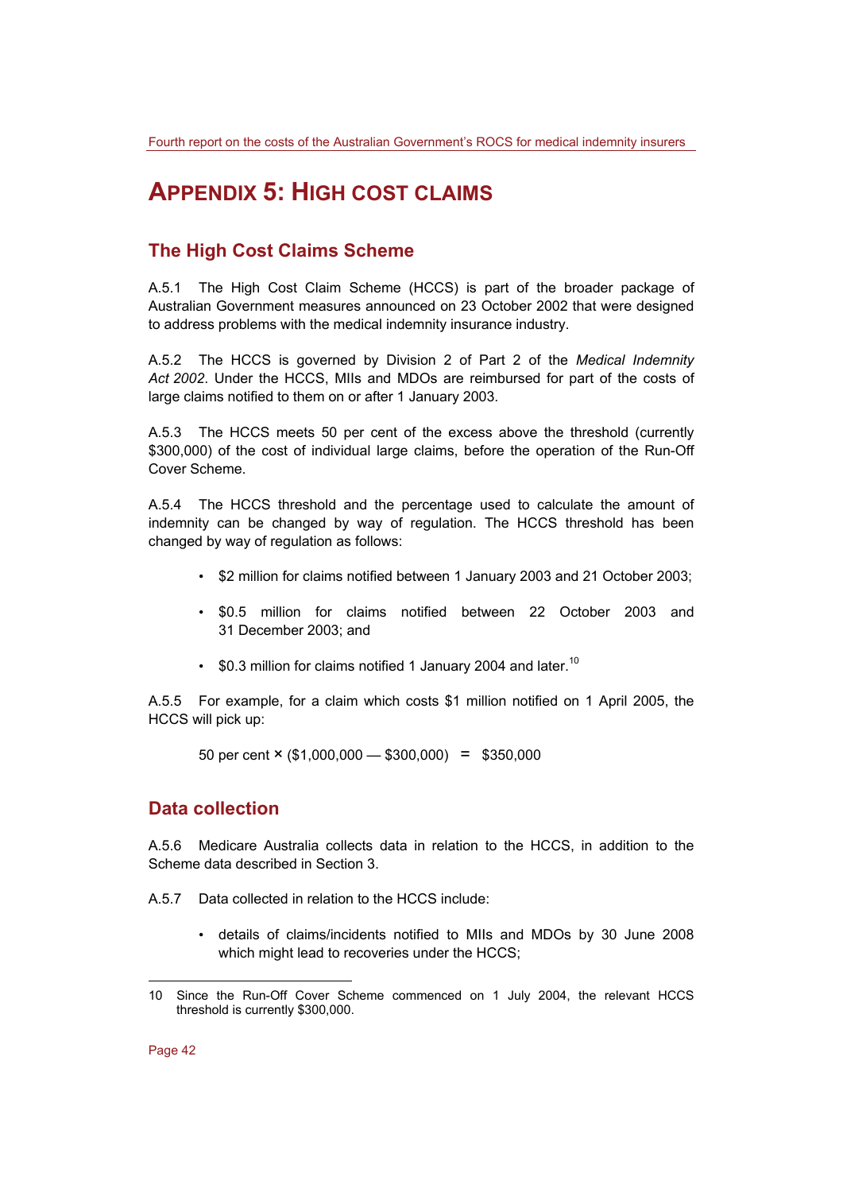# APPENDIX 5: HIGH COST CLAIMS

## The High Cost Claims Scheme

A.5.1 The High Cost Claim Scheme (HCCS) is part of the broader package of Australian Government measures announced on 23 October 2002 that were designed to address problems with the medical indemnity insurance industry.

A.5.2 The HCCS is governed by Division 2 of Part 2 of the *Medical Indemnity Act 2002*. Under the HCCS, MIIs and MDOs are reimbursed for part of the costs of large claims notified to them on or after 1 January 2003.

A.5.3 The HCCS meets 50 per cent of the excess above the threshold (currently $300,000) of the cost of individual large claims, before the operation of the Run-Off Cover Scheme.

A.5.4 The HCCS threshold and the percentage used to calculate the amount of indemnity can be changed by way of regulation. The HCCS threshold has been changed by way of regulation as follows:

- $2 million for claims notified between 1 January 2003 and 21 October 2003;
- $0.5 million for claims notified between 22 October 2003 and 31 December 2003; and
- $0.3 million for claims notified 1 January 2004 and later.[10]

A.5.5 For example, for a claim which costs $1 million notified on 1 April 2005, the HCCS will pick up:

50 per cent × ($1,000,000 — $300,000) = $350,000

## Data collection

A.5.6 Medicare Australia collects data in relation to the HCCS, in addition to the Scheme data described in Section 3.

A.5.7 Data collected in relation to the HCCS include:

- details of claims/incidents notified to MIIs and MDOs by 30 June 2008 which might lead to recoveries under the HCCS;

---

10 Since the Run-Off Cover Scheme commenced on 1 July 2004, the relevant HCCS threshold is currently $300,000.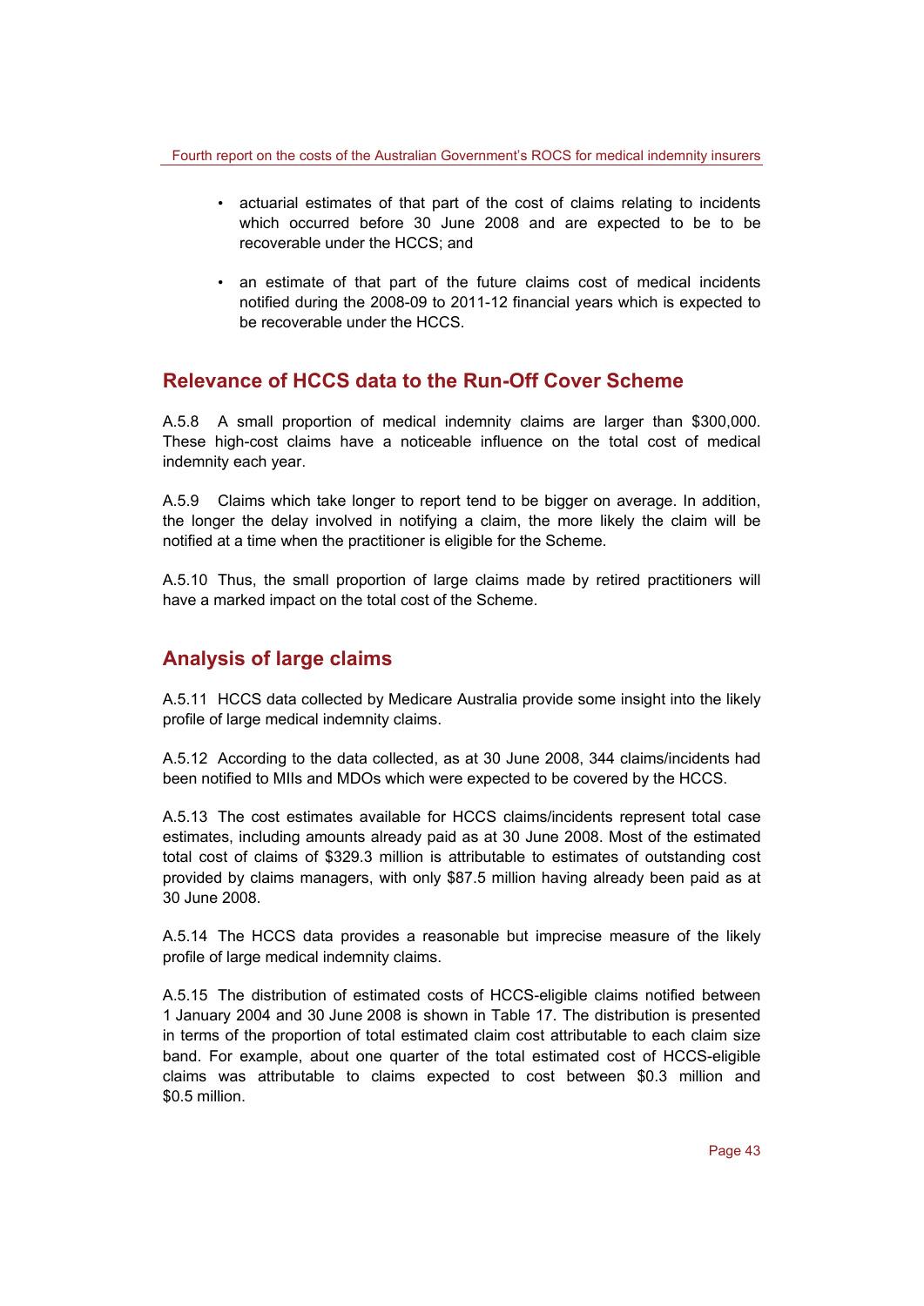- actuarial estimates of that part of the cost of claims relating to incidents which occurred before 30 June 2008 and are expected to be to be recoverable under the HCCS; and

- an estimate of that part of the future claims cost of medical incidents notified during the 2008-09 to 2011-12 financial years which is expected to be recoverable under the HCCS.

## Relevance of HCCS data to the Run-Off Cover Scheme

A.5.8 A small proportion of medical indemnity claims are larger than $300,000. These high-cost claims have a noticeable influence on the total cost of medical indemnity each year.

A.5.9 Claims which take longer to report tend to be bigger on average. In addition, the longer the delay involved in notifying a claim, the more likely the claim will be notified at a time when the practitioner is eligible for the Scheme.

A.5.10 Thus, the small proportion of large claims made by retired practitioners will have a marked impact on the total cost of the Scheme.

## Analysis of large claims

A.5.11 HCCS data collected by Medicare Australia provide some insight into the likely profile of large medical indemnity claims.

A.5.12 According to the data collected, as at 30 June 2008, 344 claims/incidents had been notified to MIIs and MDOs which were expected to be covered by the HCCS.

A.5.13 The cost estimates available for HCCS claims/incidents represent total case estimates, including amounts already paid as at 30 June 2008. Most of the estimated total cost of claims of $329.3 million is attributable to estimates of outstanding cost provided by claims managers, with only $87.5 million having already been paid as at 30 June 2008.

A.5.14 The HCCS data provides a reasonable but imprecise measure of the likely profile of large medical indemnity claims.

A.5.15 The distribution of estimated costs of HCCS-eligible claims notified between 1 January 2004 and 30 June 2008 is shown in Table 17. The distribution is presented in terms of the proportion of total estimated claim cost attributable to each claim size band. For example, about one quarter of the total estimated cost of HCCS-eligible claims was attributable to claims expected to cost between $0.3 million and $0.5 million.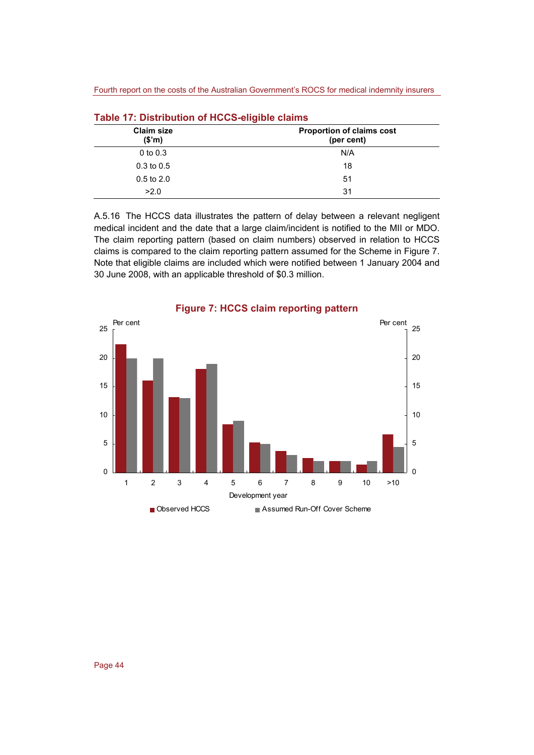**Table 17: Distribution of HCCS-eligible claims**

| Claim size ($'m) | Proportion of claims cost (per cent) |
|---|---|
| 0 to 0.3 | N/A |
| 0.3 to 0.5 | 18 |
| 0.5 to 2.0 | 51 |
| >2.0 | 31 |

A.5.16 The HCCS data illustrates the pattern of delay between a relevant negligent medical incident and the date that a large claim/incident is notified to the MII or MDO. The claim reporting pattern (based on claim numbers) observed in relation to HCCS claims is compared to the claim reporting pattern assumed for the Scheme in Figure 7. Note that eligible claims are included which were notified between 1 January 2004 and 30 June 2008, with an applicable threshold of $0.3 million.

**Figure 7: HCCS claim reporting pattern**

Per cent

Per cent

25 20 15 10 5 0

1 2 3 4 5 6 7 8 9 10 >10

Development year

Observed HCCS

Assumed Run-Off Cover Scheme